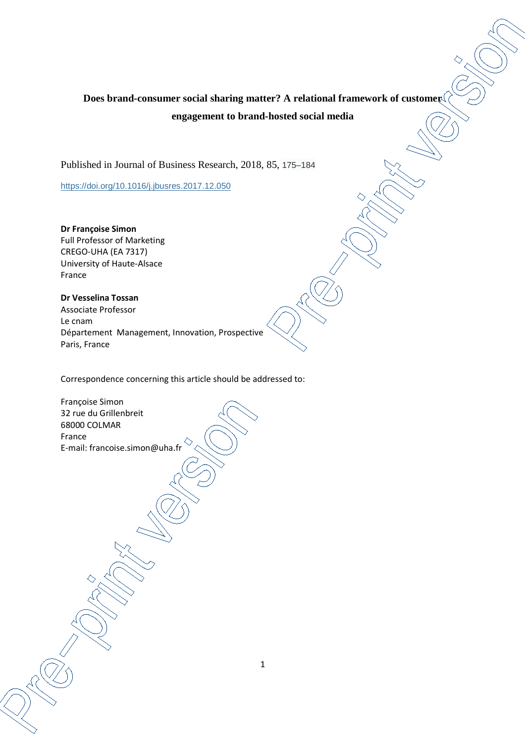**Does brand-consumer social sharing matter? A relational framework of customer engagement to brand-hosted social media**

Published in Journal of Business Research, 2018, 85, 175–184

https://doi.org/10.1016/j.jbusres.2017.12.050

**Dr Françoise Simon**
Full Professor of Marketing
CREGO-UHA (EA 7317)
University of Haute-Alsace
France

**Dr Vesselina Tossan**
Associate Professor
Le cnam
Département Management, Innovation, Prospective
Paris, France

Correspondence concerning this article should be addressed to:

Françoise Simon
32 rue du Grillenbreit
68000 COLMAR
France
E-mail: francoise.simon@uha.fr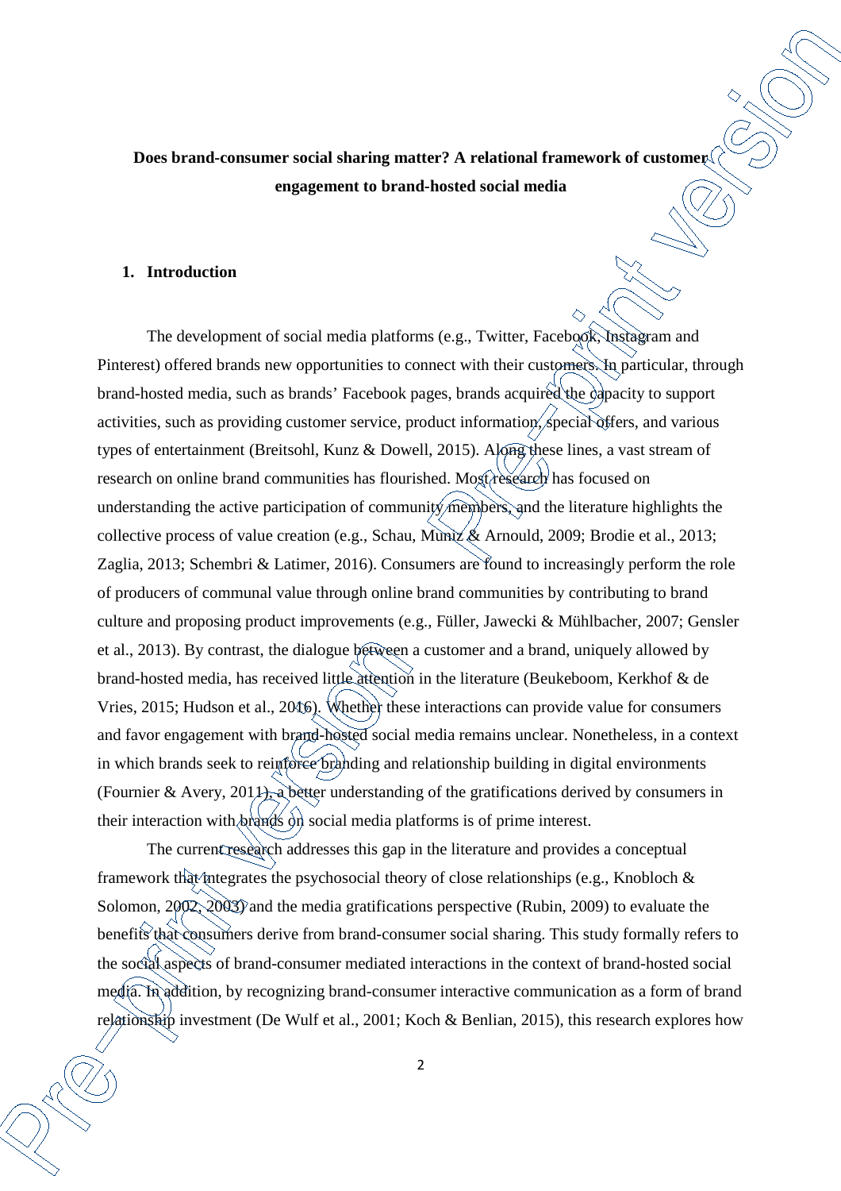**Does brand-consumer social sharing matter? A relational framework of customer engagement to brand-hosted social media**

## 1. Introduction

The development of social media platforms (e.g., Twitter, Facebook, Instagram and Pinterest) offered brands new opportunities to connect with their customers. In particular, through brand-hosted media, such as brands' Facebook pages, brands acquired the capacity to support activities, such as providing customer service, product information, special offers, and various types of entertainment (Breitsohl, Kunz & Dowell, 2015). Along these lines, a vast stream of research on online brand communities has flourished. Most research has focused on understanding the active participation of community members, and the literature highlights the collective process of value creation (e.g., Schau, Muniz & Arnould, 2009; Brodie et al., 2013; Zaglia, 2013; Schembri & Latimer, 2016). Consumers are found to increasingly perform the role of producers of communal value through online brand communities by contributing to brand culture and proposing product improvements (e.g., Füller, Jawecki & Mühlbacher, 2007; Gensler et al., 2013). By contrast, the dialogue between a customer and a brand, uniquely allowed by brand-hosted media, has received little attention in the literature (Beukeboom, Kerkhof & de Vries, 2015; Hudson et al., 2016). Whether these interactions can provide value for consumers and favor engagement with brand-hosted social media remains unclear. Nonetheless, in a context in which brands seek to reinforce branding and relationship building in digital environments (Fournier & Avery, 2011), a better understanding of the gratifications derived by consumers in their interaction with brands on social media platforms is of prime interest.

The current research addresses this gap in the literature and provides a conceptual framework that integrates the psychosocial theory of close relationships (e.g., Knobloch & Solomon, 2002, 2003) and the media gratifications perspective (Rubin, 2009) to evaluate the benefits that consumers derive from brand-consumer social sharing. This study formally refers to the social aspects of brand-consumer mediated interactions in the context of brand-hosted social media. In addition, by recognizing brand-consumer interactive communication as a form of brand relationship investment (De Wulf et al., 2001; Koch & Benlian, 2015), this research explores how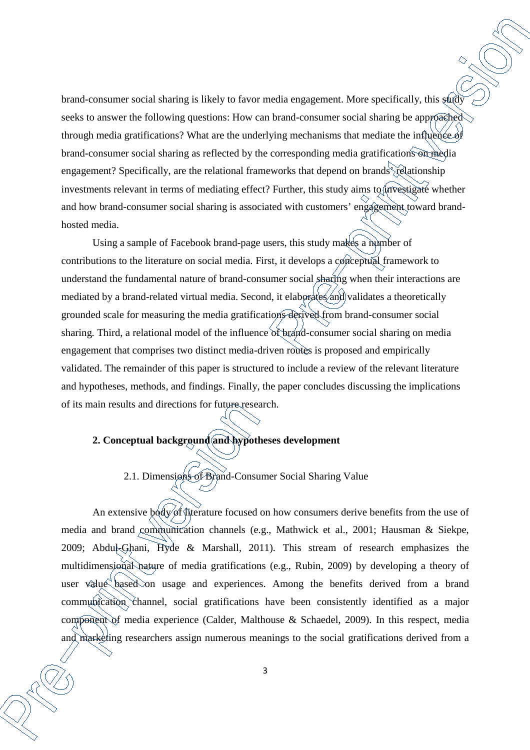brand-consumer social sharing is likely to favor media engagement. More specifically, this study seeks to answer the following questions: How can brand-consumer social sharing be approached through media gratifications? What are the underlying mechanisms that mediate the influence of brand-consumer social sharing as reflected by the corresponding media gratifications on media engagement? Specifically, are the relational frameworks that depend on brands' relationship investments relevant in terms of mediating effect? Further, this study aims to investigate whether and how brand-consumer social sharing is associated with customers' engagement toward brand-hosted media.

Using a sample of Facebook brand-page users, this study makes a number of contributions to the literature on social media. First, it develops a conceptual framework to understand the fundamental nature of brand-consumer social sharing when their interactions are mediated by a brand-related virtual media. Second, it elaborates and validates a theoretically grounded scale for measuring the media gratifications derived from brand-consumer social sharing. Third, a relational model of the influence of brand-consumer social sharing on media engagement that comprises two distinct media-driven routes is proposed and empirically validated. The remainder of this paper is structured to include a review of the relevant literature and hypotheses, methods, and findings. Finally, the paper concludes discussing the implications of its main results and directions for future research.

## 2. Conceptual background and hypotheses development

### 2.1. Dimensions of Brand-Consumer Social Sharing Value

An extensive body of literature focused on how consumers derive benefits from the use of media and brand communication channels (e.g., Mathwick et al., 2001; Hausman & Siekpe, 2009; Abdul-Ghani, Hyde & Marshall, 2011). This stream of research emphasizes the multidimensional nature of media gratifications (e.g., Rubin, 2009) by developing a theory of user value based on usage and experiences. Among the benefits derived from a brand communication channel, social gratifications have been consistently identified as a major component of media experience (Calder, Malthouse & Schaedel, 2009). In this respect, media and marketing researchers assign numerous meanings to the social gratifications derived from a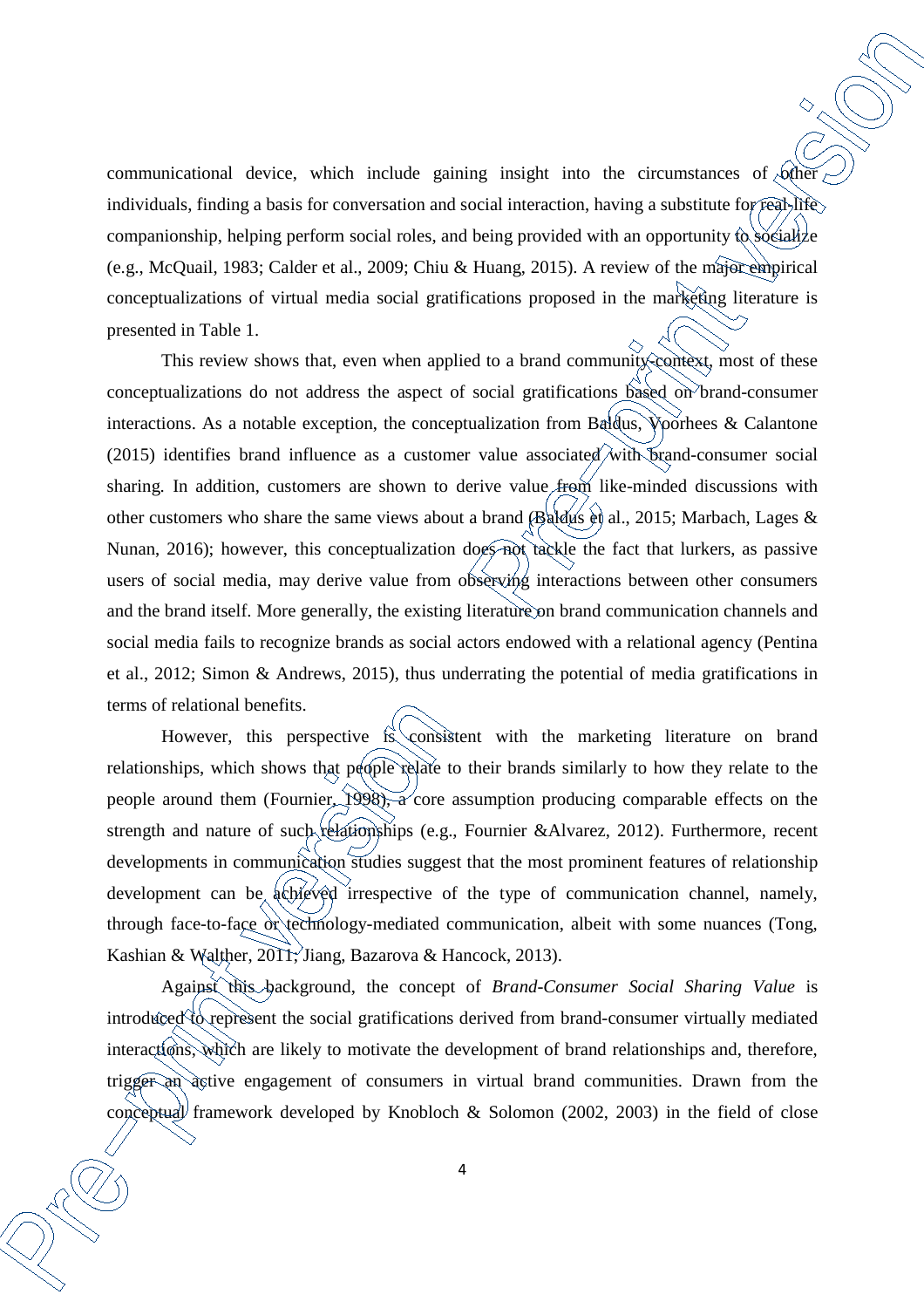communicational device, which include gaining insight into the circumstances of other individuals, finding a basis for conversation and social interaction, having a substitute for real-life companionship, helping perform social roles, and being provided with an opportunity to socialize (e.g., McQuail, 1983; Calder et al., 2009; Chiu & Huang, 2015). A review of the major empirical conceptualizations of virtual media social gratifications proposed in the marketing literature is presented in Table 1.

This review shows that, even when applied to a brand community context, most of these conceptualizations do not address the aspect of social gratifications based on brand-consumer interactions. As a notable exception, the conceptualization from Baldus, Voorhees & Calantone (2015) identifies brand influence as a customer value associated with brand-consumer social sharing. In addition, customers are shown to derive value from like-minded discussions with other customers who share the same views about a brand (Baldus et al., 2015; Marbach, Lages & Nunan, 2016); however, this conceptualization does not tackle the fact that lurkers, as passive users of social media, may derive value from observing interactions between other consumers and the brand itself. More generally, the existing literature on brand communication channels and social media fails to recognize brands as social actors endowed with a relational agency (Pentina et al., 2012; Simon & Andrews, 2015), thus underrating the potential of media gratifications in terms of relational benefits.

However, this perspective is consistent with the marketing literature on brand relationships, which shows that people relate to their brands similarly to how they relate to the people around them (Fournier, 1998), a core assumption producing comparable effects on the strength and nature of such relationships (e.g., Fournier &Alvarez, 2012). Furthermore, recent developments in communication studies suggest that the most prominent features of relationship development can be achieved irrespective of the type of communication channel, namely, through face-to-face or technology-mediated communication, albeit with some nuances (Tong, Kashian & Walther, 2011; Jiang, Bazarova & Hancock, 2013).

Against this background, the concept of *Brand-Consumer Social Sharing Value* is introduced to represent the social gratifications derived from brand-consumer virtually mediated interactions, which are likely to motivate the development of brand relationships and, therefore, trigger an active engagement of consumers in virtual brand communities. Drawn from the conceptual framework developed by Knobloch & Solomon (2002, 2003) in the field of close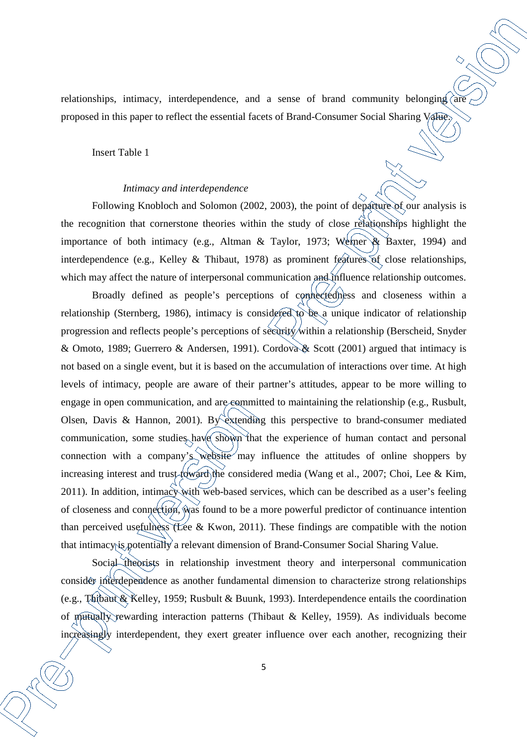relationships, intimacy, interdependence, and a sense of brand community belonging are proposed in this paper to reflect the essential facets of Brand-Consumer Social Sharing Value.

Insert Table 1

*Intimacy and interdependence*

Following Knobloch and Solomon (2002, 2003), the point of departure of our analysis is the recognition that cornerstone theories within the study of close relationships highlight the importance of both intimacy (e.g., Altman & Taylor, 1973; Werner & Baxter, 1994) and interdependence (e.g., Kelley & Thibaut, 1978) as prominent features of close relationships, which may affect the nature of interpersonal communication and influence relationship outcomes.

Broadly defined as people's perceptions of connectedness and closeness within a relationship (Sternberg, 1986), intimacy is considered to be a unique indicator of relationship progression and reflects people's perceptions of security within a relationship (Berscheid, Snyder & Omoto, 1989; Guerrero & Andersen, 1991). Cordova & Scott (2001) argued that intimacy is not based on a single event, but it is based on the accumulation of interactions over time. At high levels of intimacy, people are aware of their partner's attitudes, appear to be more willing to engage in open communication, and are committed to maintaining the relationship (e.g., Rusbult, Olsen, Davis & Hannon, 2001). By extending this perspective to brand-consumer mediated communication, some studies have shown that the experience of human contact and personal connection with a company's website may influence the attitudes of online shoppers by increasing interest and trust toward the considered media (Wang et al., 2007; Choi, Lee & Kim, 2011). In addition, intimacy with web-based services, which can be described as a user's feeling of closeness and connection, was found to be a more powerful predictor of continuance intention than perceived usefulness (Lee & Kwon, 2011). These findings are compatible with the notion that intimacy is potentially a relevant dimension of Brand-Consumer Social Sharing Value.

Social theorists in relationship investment theory and interpersonal communication consider interdependence as another fundamental dimension to characterize strong relationships (e.g., Thibaut & Kelley, 1959; Rusbult & Buunk, 1993). Interdependence entails the coordination of mutually rewarding interaction patterns (Thibaut & Kelley, 1959). As individuals become increasingly interdependent, they exert greater influence over each another, recognizing their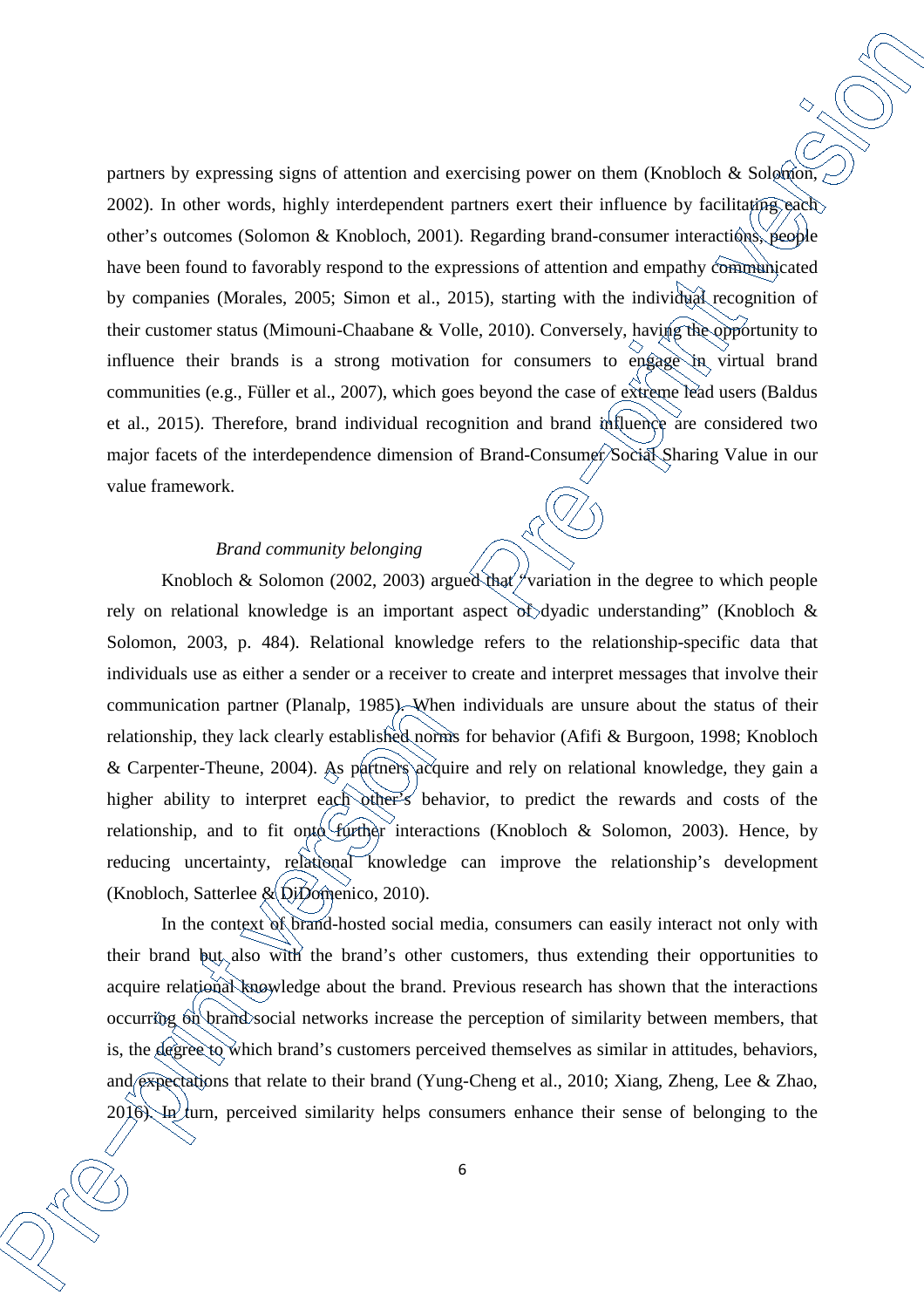partners by expressing signs of attention and exercising power on them (Knobloch & Solomon, 2002). In other words, highly interdependent partners exert their influence by facilitating each other's outcomes (Solomon & Knobloch, 2001). Regarding brand-consumer interactions, people have been found to favorably respond to the expressions of attention and empathy communicated by companies (Morales, 2005; Simon et al., 2015), starting with the individual recognition of their customer status (Mimouni-Chaabane & Volle, 2010). Conversely, having the opportunity to influence their brands is a strong motivation for consumers to engage in virtual brand communities (e.g., Füller et al., 2007), which goes beyond the case of extreme lead users (Baldus et al., 2015). Therefore, brand individual recognition and brand influence are considered two major facets of the interdependence dimension of Brand-Consumer Social Sharing Value in our value framework.

*Brand community belonging*

Knobloch & Solomon (2002, 2003) argued that "variation in the degree to which people rely on relational knowledge is an important aspect of dyadic understanding" (Knobloch & Solomon, 2003, p. 484). Relational knowledge refers to the relationship-specific data that individuals use as either a sender or a receiver to create and interpret messages that involve their communication partner (Planalp, 1985). When individuals are unsure about the status of their relationship, they lack clearly established norms for behavior (Afifi & Burgoon, 1998; Knobloch & Carpenter-Theune, 2004). As partners acquire and rely on relational knowledge, they gain a higher ability to interpret each other's behavior, to predict the rewards and costs of the relationship, and to fit onto further interactions (Knobloch & Solomon, 2003). Hence, by reducing uncertainty, relational knowledge can improve the relationship's development (Knobloch, Satterlee & DiDomenico, 2010).

In the context of brand-hosted social media, consumers can easily interact not only with their brand but also with the brand's other customers, thus extending their opportunities to acquire relational knowledge about the brand. Previous research has shown that the interactions occurring on brand social networks increase the perception of similarity between members, that is, the degree to which brand's customers perceived themselves as similar in attitudes, behaviors, and expectations that relate to their brand (Yung-Cheng et al., 2010; Xiang, Zheng, Lee & Zhao, 2016). In turn, perceived similarity helps consumers enhance their sense of belonging to the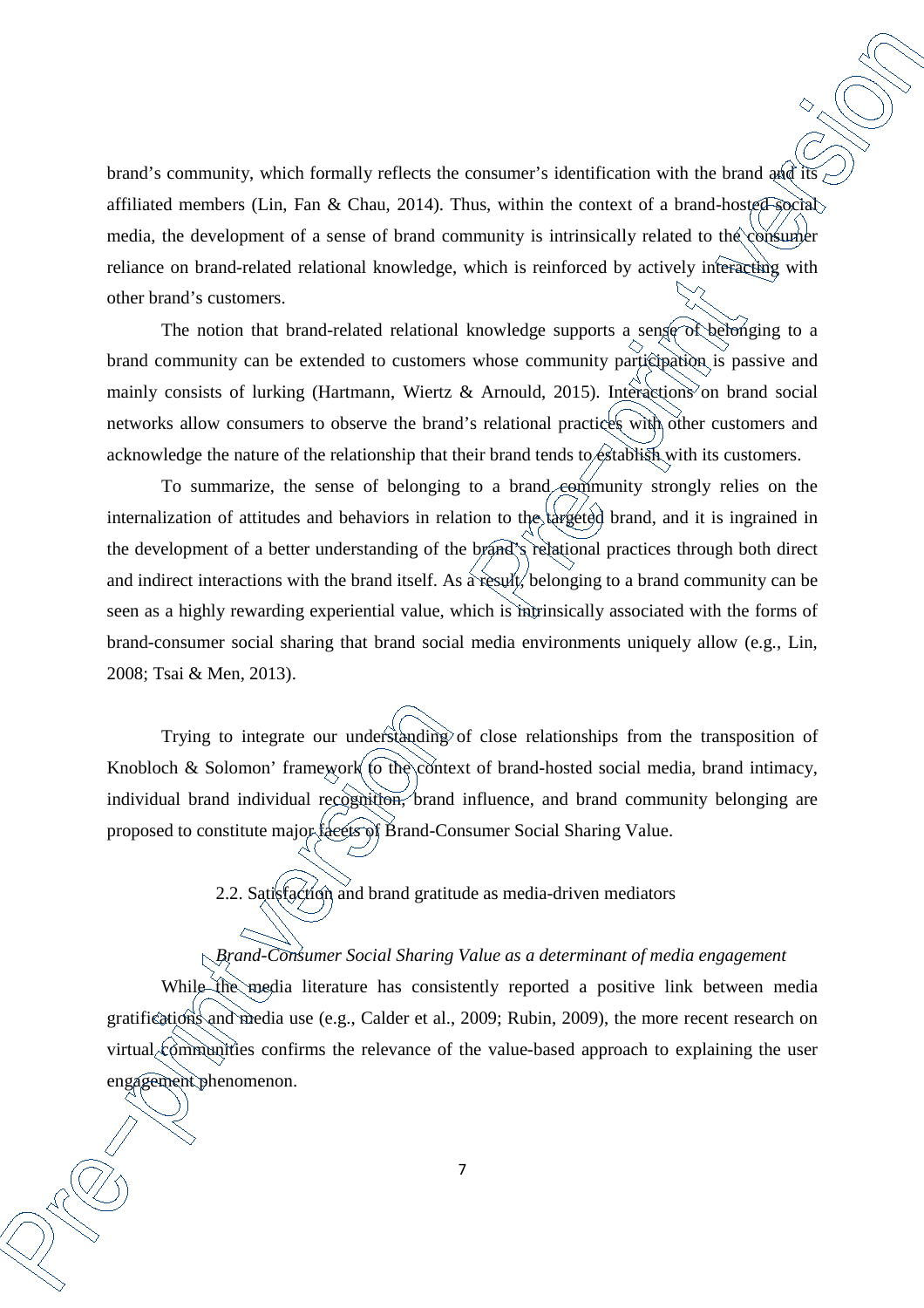brand's community, which formally reflects the consumer's identification with the brand and its affiliated members (Lin, Fan & Chau, 2014). Thus, within the context of a brand-hosted social media, the development of a sense of brand community is intrinsically related to the consumer reliance on brand-related relational knowledge, which is reinforced by actively interacting with other brand's customers.

The notion that brand-related relational knowledge supports a sense of belonging to a brand community can be extended to customers whose community participation is passive and mainly consists of lurking (Hartmann, Wiertz & Arnould, 2015). Interactions on brand social networks allow consumers to observe the brand's relational practices with other customers and acknowledge the nature of the relationship that their brand tends to establish with its customers.

To summarize, the sense of belonging to a brand community strongly relies on the internalization of attitudes and behaviors in relation to the targeted brand, and it is ingrained in the development of a better understanding of the brand's relational practices through both direct and indirect interactions with the brand itself. As a result, belonging to a brand community can be seen as a highly rewarding experiential value, which is intrinsically associated with the forms of brand-consumer social sharing that brand social media environments uniquely allow (e.g., Lin, 2008; Tsai & Men, 2013).

Trying to integrate our understanding of close relationships from the transposition of Knobloch & Solomon' framework to the context of brand-hosted social media, brand intimacy, individual brand individual recognition, brand influence, and brand community belonging are proposed to constitute major facets of Brand-Consumer Social Sharing Value.

## 2.2. Satisfaction and brand gratitude as media-driven mediators

### *Brand-Consumer Social Sharing Value as a determinant of media engagement*

While the media literature has consistently reported a positive link between media gratifications and media use (e.g., Calder et al., 2009; Rubin, 2009), the more recent research on virtual communities confirms the relevance of the value-based approach to explaining the user engagement phenomenon.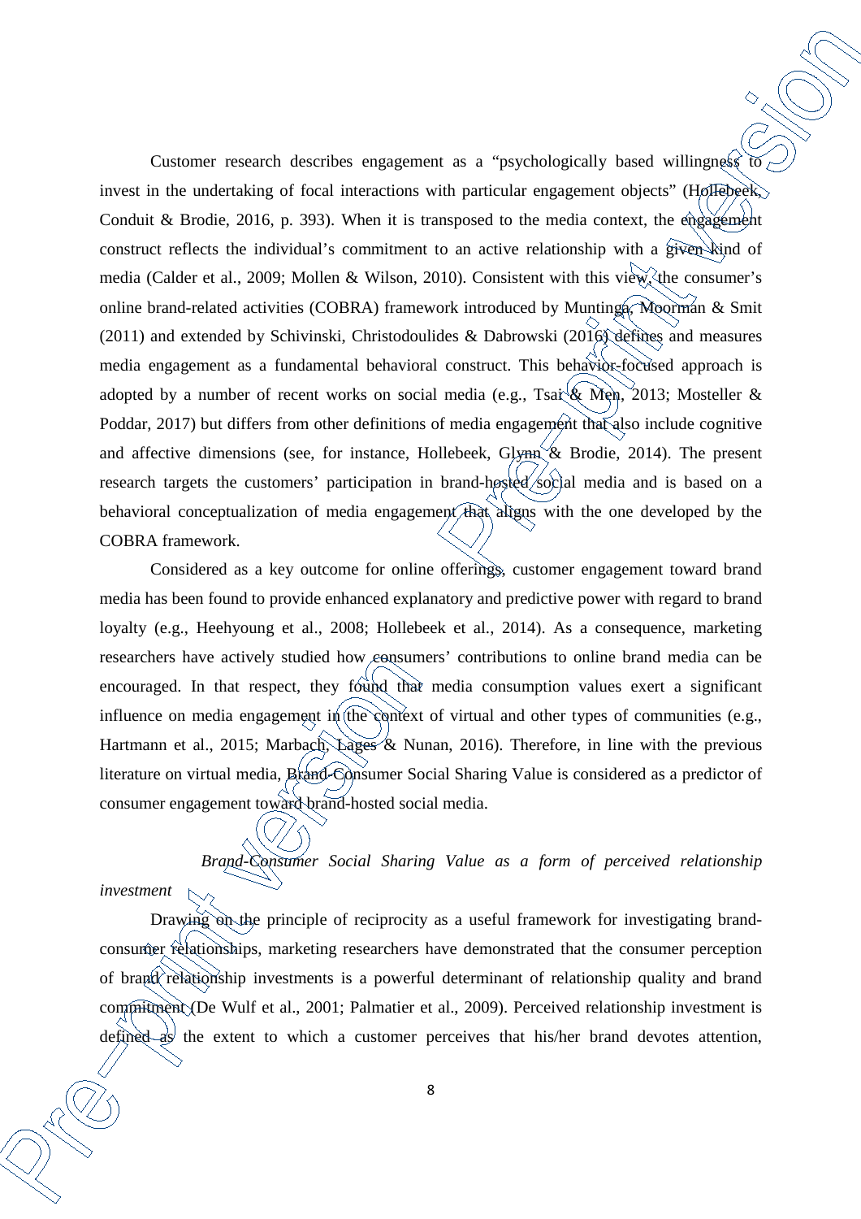Customer research describes engagement as a "psychologically based willingness to invest in the undertaking of focal interactions with particular engagement objects" (Hollebeek, Conduit & Brodie, 2016, p. 393). When it is transposed to the media context, the engagement construct reflects the individual's commitment to an active relationship with a given kind of media (Calder et al., 2009; Mollen & Wilson, 2010). Consistent with this view, the consumer's online brand-related activities (COBRA) framework introduced by Muntinga, Moorman & Smit (2011) and extended by Schivinski, Christodoulides & Dabrowski (2016) defines and measures media engagement as a fundamental behavioral construct. This behavior-focused approach is adopted by a number of recent works on social media (e.g., Tsai & Men, 2013; Mosteller & Poddar, 2017) but differs from other definitions of media engagement that also include cognitive and affective dimensions (see, for instance, Hollebeek, Glynn & Brodie, 2014). The present research targets the customers' participation in brand-hosted social media and is based on a behavioral conceptualization of media engagement that aligns with the one developed by the COBRA framework.

Considered as a key outcome for online offerings, customer engagement toward brand media has been found to provide enhanced explanatory and predictive power with regard to brand loyalty (e.g., Heehyoung et al., 2008; Hollebeek et al., 2014). As a consequence, marketing researchers have actively studied how consumers' contributions to online brand media can be encouraged. In that respect, they found that media consumption values exert a significant influence on media engagement in the context of virtual and other types of communities (e.g., Hartmann et al., 2015; Marbach, Lages & Nunan, 2016). Therefore, in line with the previous literature on virtual media, Brand-Consumer Social Sharing Value is considered as a predictor of consumer engagement toward brand-hosted social media.

*Brand-Consumer Social Sharing Value as a form of perceived relationship investment*

Drawing on the principle of reciprocity as a useful framework for investigating brand-consumer relationships, marketing researchers have demonstrated that the consumer perception of brand relationship investments is a powerful determinant of relationship quality and brand commitment (De Wulf et al., 2001; Palmatier et al., 2009). Perceived relationship investment is defined as the extent to which a customer perceives that his/her brand devotes attention,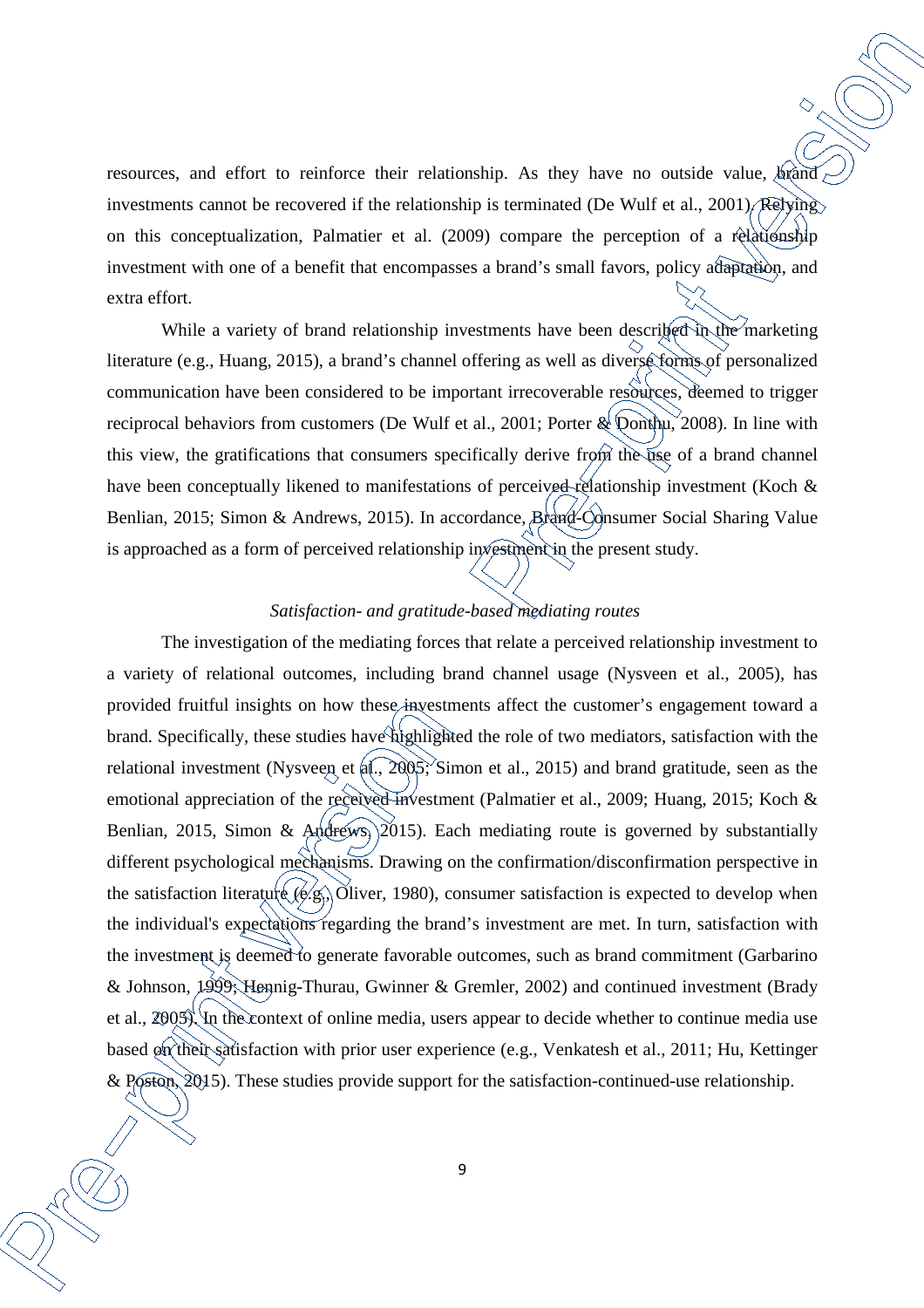resources, and effort to reinforce their relationship. As they have no outside value, brand investments cannot be recovered if the relationship is terminated (De Wulf et al., 2001). Relying on this conceptualization, Palmatier et al. (2009) compare the perception of a relationship investment with one of a benefit that encompasses a brand's small favors, policy adaptation, and extra effort.

While a variety of brand relationship investments have been described in the marketing literature (e.g., Huang, 2015), a brand's channel offering as well as diverse forms of personalized communication have been considered to be important irrecoverable resources, deemed to trigger reciprocal behaviors from customers (De Wulf et al., 2001; Porter & Donthu, 2008). In line with this view, the gratifications that consumers specifically derive from the use of a brand channel have been conceptually likened to manifestations of perceived relationship investment (Koch & Benlian, 2015; Simon & Andrews, 2015). In accordance, Brand-Consumer Social Sharing Value is approached as a form of perceived relationship investment in the present study.

### *Satisfaction- and gratitude-based mediating routes*

The investigation of the mediating forces that relate a perceived relationship investment to a variety of relational outcomes, including brand channel usage (Nysveen et al., 2005), has provided fruitful insights on how these investments affect the customer's engagement toward a brand. Specifically, these studies have highlighted the role of two mediators, satisfaction with the relational investment (Nysveen et al., 2005; Simon et al., 2015) and brand gratitude, seen as the emotional appreciation of the received investment (Palmatier et al., 2009; Huang, 2015; Koch & Benlian, 2015, Simon & Andrews, 2015). Each mediating route is governed by substantially different psychological mechanisms. Drawing on the confirmation/disconfirmation perspective in the satisfaction literature (e.g., Oliver, 1980), consumer satisfaction is expected to develop when the individual's expectations regarding the brand's investment are met. In turn, satisfaction with the investment is deemed to generate favorable outcomes, such as brand commitment (Garbarino & Johnson, 1999; Hennig-Thurau, Gwinner & Gremler, 2002) and continued investment (Brady et al., 2005). In the context of online media, users appear to decide whether to continue media use based on their satisfaction with prior user experience (e.g., Venkatesh et al., 2011; Hu, Kettinger & Poston, 2015). These studies provide support for the satisfaction-continued-use relationship.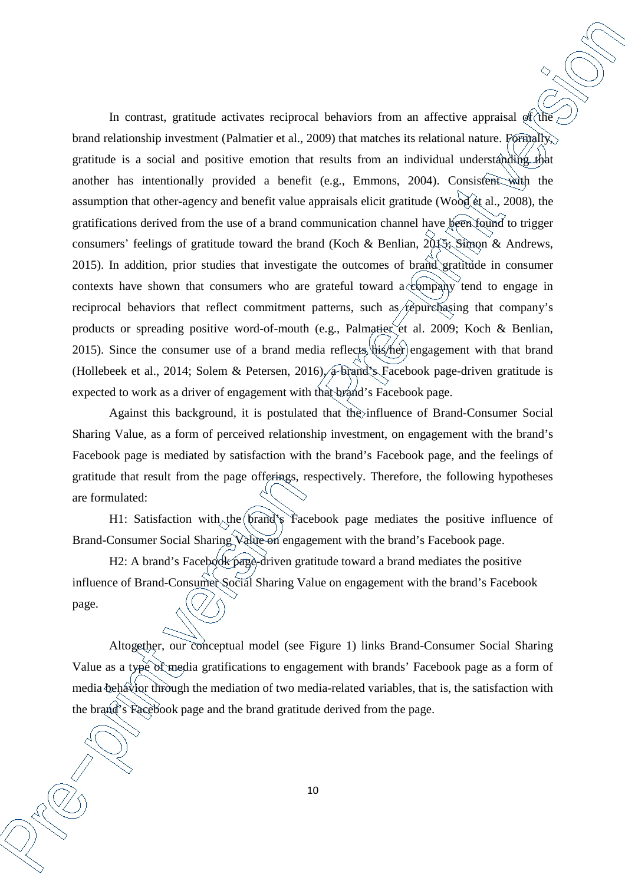In contrast, gratitude activates reciprocal behaviors from an affective appraisal of the brand relationship investment (Palmatier et al., 2009) that matches its relational nature. Formally, gratitude is a social and positive emotion that results from an individual understanding that another has intentionally provided a benefit (e.g., Emmons, 2004). Consistent with the assumption that other-agency and benefit value appraisals elicit gratitude (Wood et al., 2008), the gratifications derived from the use of a brand communication channel have been found to trigger consumers' feelings of gratitude toward the brand (Koch & Benlian, 2015; Simon & Andrews, 2015). In addition, prior studies that investigate the outcomes of brand gratitude in consumer contexts have shown that consumers who are grateful toward a company tend to engage in reciprocal behaviors that reflect commitment patterns, such as repurchasing that company's products or spreading positive word-of-mouth (e.g., Palmatier et al. 2009; Koch & Benlian, 2015). Since the consumer use of a brand media reflects his/her engagement with that brand (Hollebeek et al., 2014; Solem & Petersen, 2016), a brand's Facebook page-driven gratitude is expected to work as a driver of engagement with that brand's Facebook page.

Against this background, it is postulated that the influence of Brand-Consumer Social Sharing Value, as a form of perceived relationship investment, on engagement with the brand's Facebook page is mediated by satisfaction with the brand's Facebook page, and the feelings of gratitude that result from the page offerings, respectively. Therefore, the following hypotheses are formulated:

H1: Satisfaction with the brand's Facebook page mediates the positive influence of Brand-Consumer Social Sharing Value on engagement with the brand's Facebook page.

H2: A brand's Facebook page-driven gratitude toward a brand mediates the positive influence of Brand-Consumer Social Sharing Value on engagement with the brand's Facebook page.

Altogether, our conceptual model (see Figure 1) links Brand-Consumer Social Sharing Value as a type of media gratifications to engagement with brands' Facebook page as a form of media behavior through the mediation of two media-related variables, that is, the satisfaction with the brand's Facebook page and the brand gratitude derived from the page.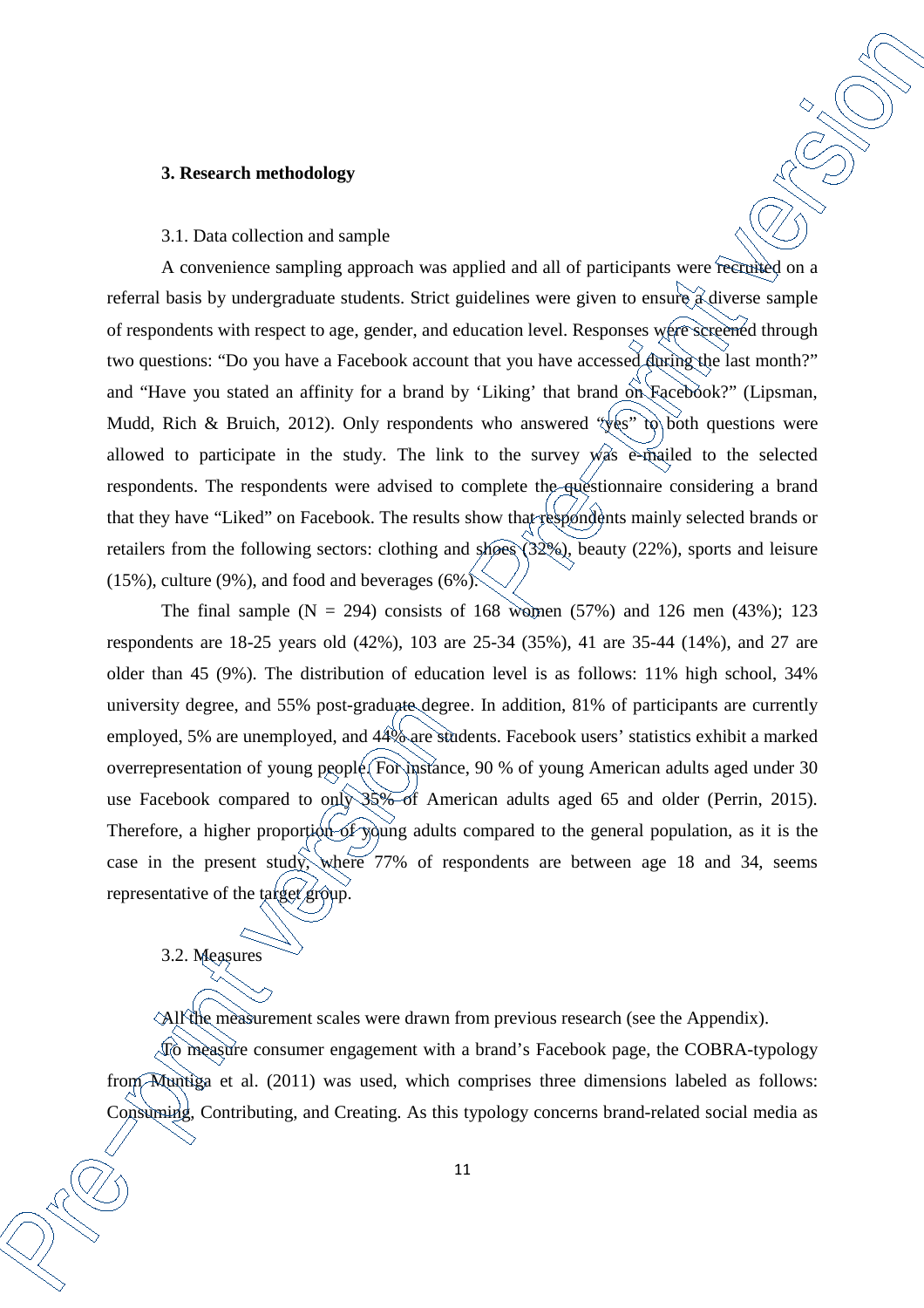## 3. Research methodology

### 3.1. Data collection and sample

A convenience sampling approach was applied and all of participants were recruited on a referral basis by undergraduate students. Strict guidelines were given to ensure a diverse sample of respondents with respect to age, gender, and education level. Responses were screened through two questions: "Do you have a Facebook account that you have accessed during the last month?" and "Have you stated an affinity for a brand by 'Liking' that brand on Facebook?" (Lipsman, Mudd, Rich & Bruich, 2012). Only respondents who answered "yes" to both questions were allowed to participate in the study. The link to the survey was e-mailed to the selected respondents. The respondents were advised to complete the questionnaire considering a brand that they have "Liked" on Facebook. The results show that respondents mainly selected brands or retailers from the following sectors: clothing and shoes (32%), beauty (22%), sports and leisure (15%), culture (9%), and food and beverages (6%).

The final sample (N = 294) consists of 168 women (57%) and 126 men (43%); 123 respondents are 18-25 years old (42%), 103 are 25-34 (35%), 41 are 35-44 (14%), and 27 are older than 45 (9%). The distribution of education level is as follows: 11% high school, 34% university degree, and 55% post-graduate degree. In addition, 81% of participants are currently employed, 5% are unemployed, and 44% are students. Facebook users' statistics exhibit a marked overrepresentation of young people. For instance, 90 % of young American adults aged under 30 use Facebook compared to only 35% of American adults aged 65 and older (Perrin, 2015). Therefore, a higher proportion of young adults compared to the general population, as it is the case in the present study, where 77% of respondents are between age 18 and 34, seems representative of the target group.

### 3.2. Measures

All the measurement scales were drawn from previous research (see the Appendix).

To measure consumer engagement with a brand's Facebook page, the COBRA-typology from Muntiga et al. (2011) was used, which comprises three dimensions labeled as follows: Consuming, Contributing, and Creating. As this typology concerns brand-related social media as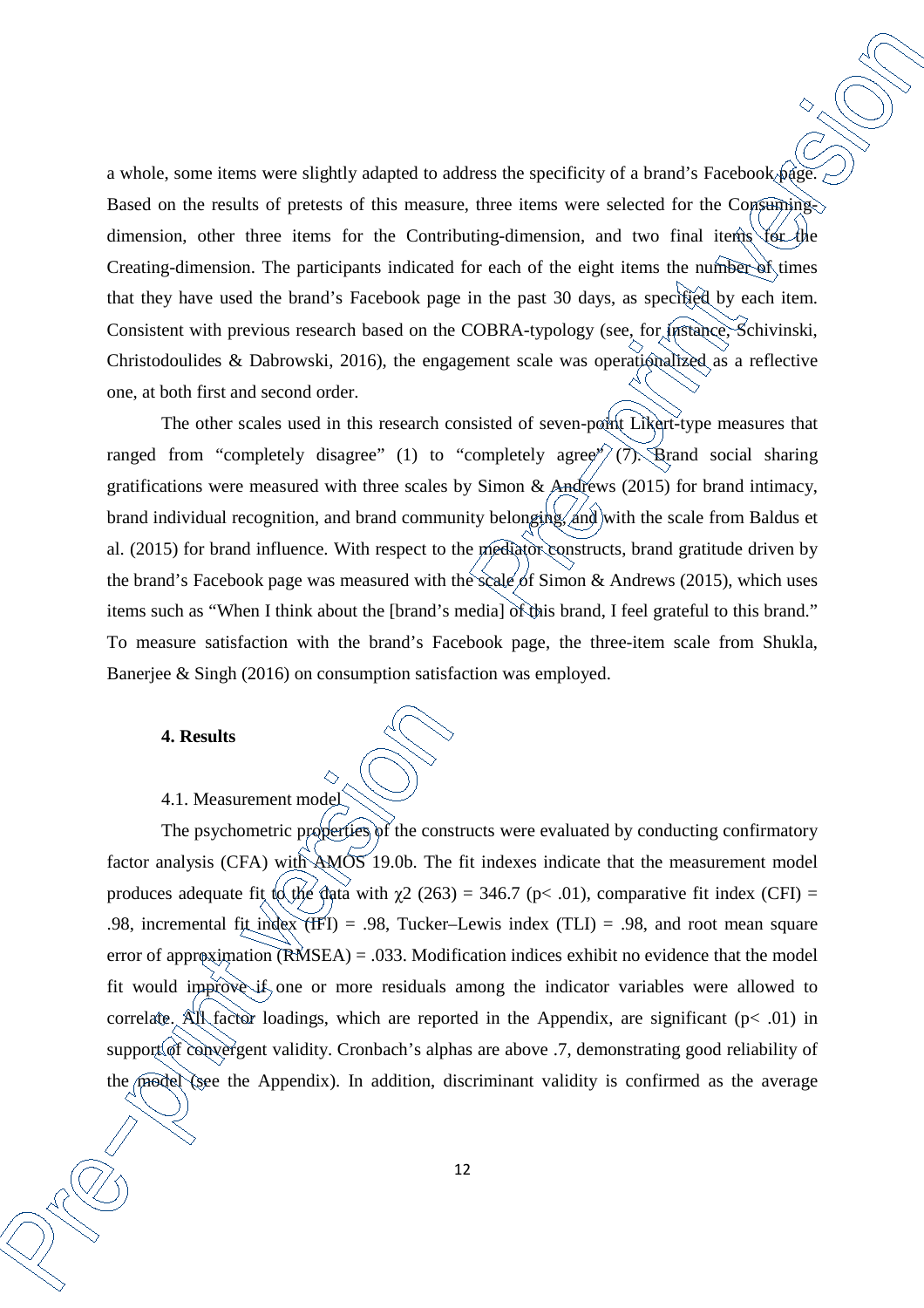a whole, some items were slightly adapted to address the specificity of a brand's Facebook page. Based on the results of pretests of this measure, three items were selected for the Consuming-dimension, other three items for the Contributing-dimension, and two final items for the Creating-dimension. The participants indicated for each of the eight items the number of times that they have used the brand's Facebook page in the past 30 days, as specified by each item. Consistent with previous research based on the COBRA-typology (see, for instance, Schivinski, Christodoulides & Dabrowski, 2016), the engagement scale was operationalized as a reflective one, at both first and second order.

The other scales used in this research consisted of seven-point Likert-type measures that ranged from "completely disagree" (1) to "completely agree" (7). Brand social sharing gratifications were measured with three scales by Simon & Andrews (2015) for brand intimacy, brand individual recognition, and brand community belonging, and with the scale from Baldus et al. (2015) for brand influence. With respect to the mediator constructs, brand gratitude driven by the brand's Facebook page was measured with the scale of Simon & Andrews (2015), which uses items such as "When I think about the [brand's media] of this brand, I feel grateful to this brand." To measure satisfaction with the brand's Facebook page, the three-item scale from Shukla, Banerjee & Singh (2016) on consumption satisfaction was employed.

## 4. Results

### 4.1. Measurement model

The psychometric properties of the constructs were evaluated by conducting confirmatory factor analysis (CFA) with AMOS 19.0b. The fit indexes indicate that the measurement model produces adequate fit to the data with $\chi^2$ (263) = 346.7 ($p < .01$), comparative fit index (CFI) = .98, incremental fit index (IFI) = .98, Tucker–Lewis index (TLI) = .98, and root mean square error of approximation (RMSEA) = .033. Modification indices exhibit no evidence that the model fit would improve if one or more residuals among the indicator variables were allowed to correlate. All factor loadings, which are reported in the Appendix, are significant ($p < .01$) in support of convergent validity. Cronbach's alphas are above .7, demonstrating good reliability of the model (see the Appendix). In addition, discriminant validity is confirmed as the average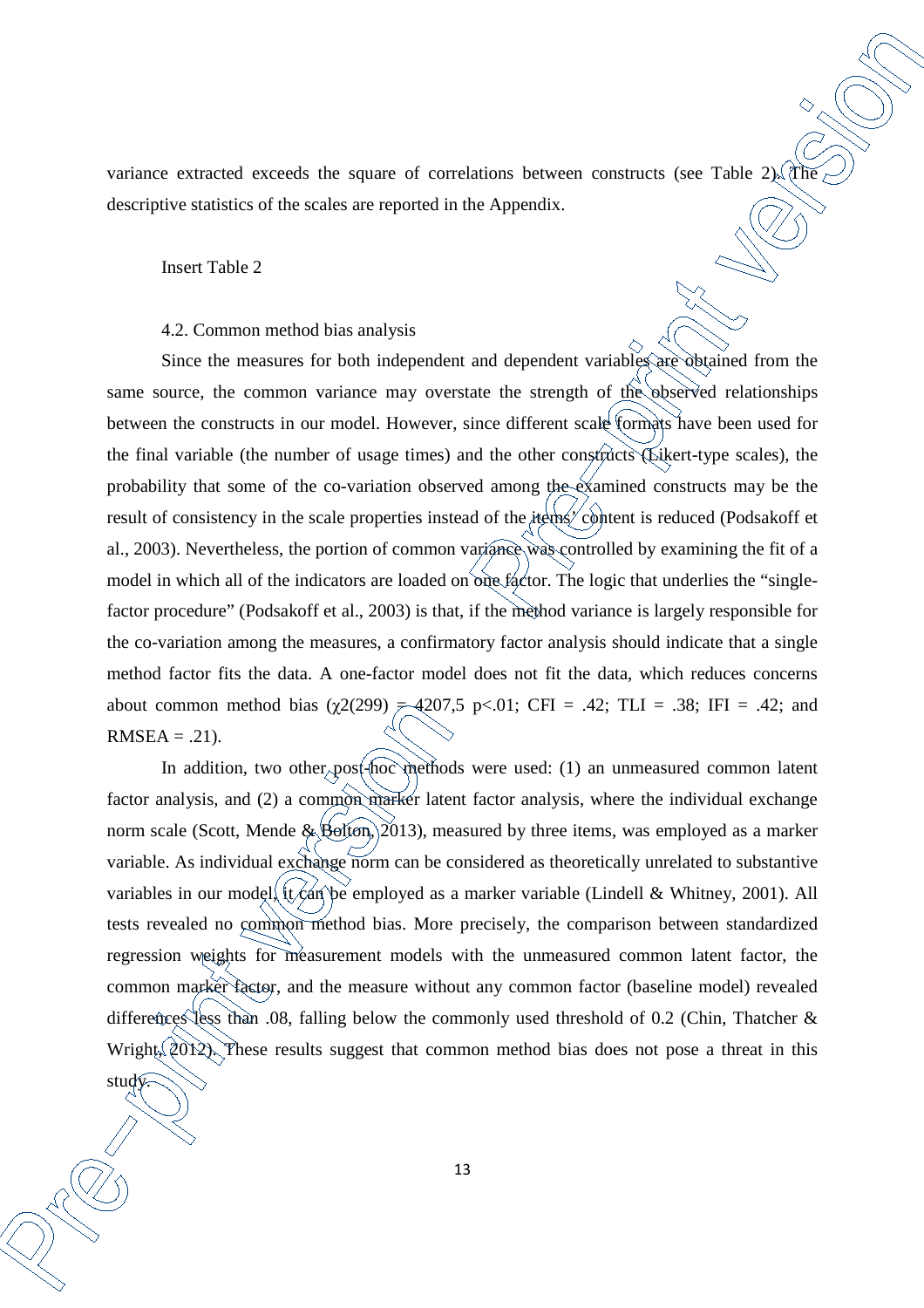variance extracted exceeds the square of correlations between constructs (see Table 2). The descriptive statistics of the scales are reported in the Appendix.

Insert Table 2

### 4.2. Common method bias analysis

Since the measures for both independent and dependent variables are obtained from the same source, the common variance may overstate the strength of the observed relationships between the constructs in our model. However, since different scale formats have been used for the final variable (the number of usage times) and the other constructs (Likert-type scales), the probability that some of the co-variation observed among the examined constructs may be the result of consistency in the scale properties instead of the items' content is reduced (Podsakoff et al., 2003). Nevertheless, the portion of common variance was controlled by examining the fit of a model in which all of the indicators are loaded on one factor. The logic that underlies the "single-factor procedure" (Podsakoff et al., 2003) is that, if the method variance is largely responsible for the co-variation among the measures, a confirmatory factor analysis should indicate that a single method factor fits the data. A one-factor model does not fit the data, which reduces concerns about common method bias ($\chi 2(299)$ = 4207,5 p<.01; CFI = .42; TLI = .38; IFI = .42; and RMSEA = .21).

In addition, two other post-hoc methods were used: (1) an unmeasured common latent factor analysis, and (2) a common marker latent factor analysis, where the individual exchange norm scale (Scott, Mende & Bolton, 2013), measured by three items, was employed as a marker variable. As individual exchange norm can be considered as theoretically unrelated to substantive variables in our model, it can be employed as a marker variable (Lindell & Whitney, 2001). All tests revealed no common method bias. More precisely, the comparison between standardized regression weights for measurement models with the unmeasured common latent factor, the common marker factor, and the measure without any common factor (baseline model) revealed differences less than .08, falling below the commonly used threshold of 0.2 (Chin, Thatcher & Wright, 2012). These results suggest that common method bias does not pose a threat in this study.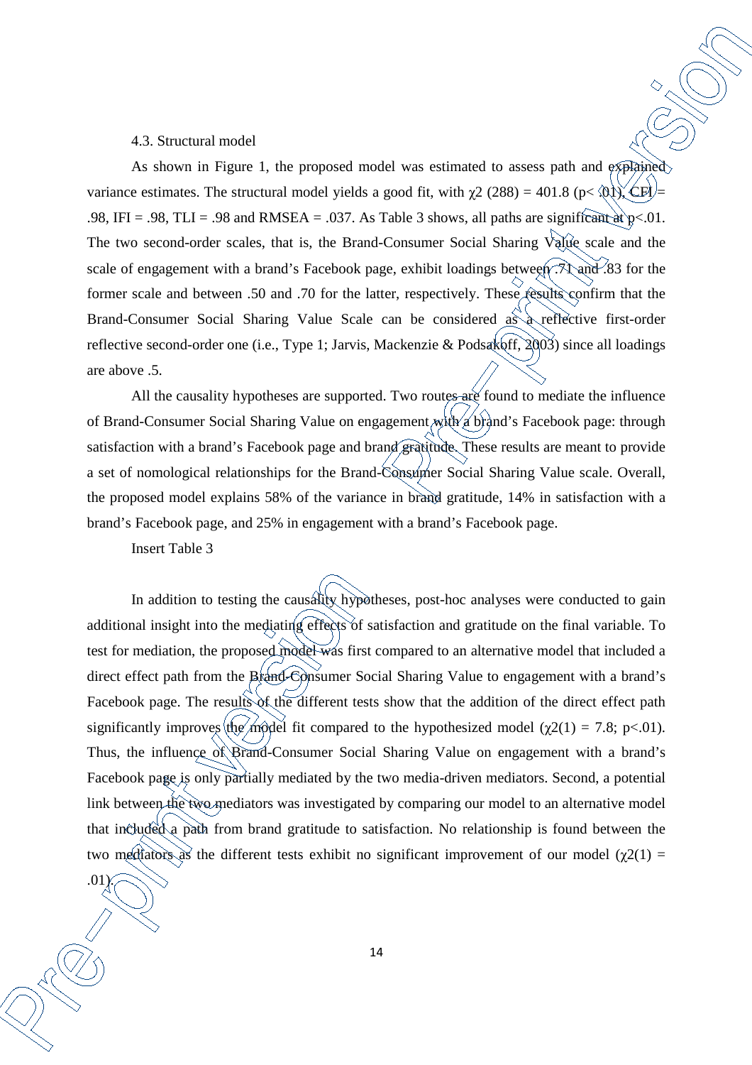### 4.3. Structural model

As shown in Figure 1, the proposed model was estimated to assess path and explained variance estimates. The structural model yields a good fit, with $\chi2$ (288) = 401.8 ($p < .01$), CFI = .98, IFI = .98, TLI = .98 and RMSEA = .037. As Table 3 shows, all paths are significant at $p < .01$. The two second-order scales, that is, the Brand-Consumer Social Sharing Value scale and the scale of engagement with a brand's Facebook page, exhibit loadings between .71 and .83 for the former scale and between .50 and .70 for the latter, respectively. These results confirm that the Brand-Consumer Social Sharing Value Scale can be considered as a reflective first-order reflective second-order one (i.e., Type 1; Jarvis, Mackenzie & Podsakoff, 2003) since all loadings are above .5.

All the causality hypotheses are supported. Two routes are found to mediate the influence of Brand-Consumer Social Sharing Value on engagement with a brand's Facebook page: through satisfaction with a brand's Facebook page and brand gratitude. These results are meant to provide a set of nomological relationships for the Brand-Consumer Social Sharing Value scale. Overall, the proposed model explains 58% of the variance in brand gratitude, 14% in satisfaction with a brand's Facebook page, and 25% in engagement with a brand's Facebook page.

Insert Table 3

In addition to testing the causality hypotheses, post-hoc analyses were conducted to gain additional insight into the mediating effects of satisfaction and gratitude on the final variable. To test for mediation, the proposed model was first compared to an alternative model that included a direct effect path from the Brand-Consumer Social Sharing Value to engagement with a brand's Facebook page. The results of the different tests show that the addition of the direct effect path significantly improves the model fit compared to the hypothesized model ($\chi2(1) = 7.8$; $p < .01$). Thus, the influence of Brand-Consumer Social Sharing Value on engagement with a brand's Facebook page is only partially mediated by the two media-driven mediators. Second, a potential link between the two mediators was investigated by comparing our model to an alternative model that included a path from brand gratitude to satisfaction. No relationship is found between the two mediators as the different tests exhibit no significant improvement of our model ($\chi2(1) = .01$).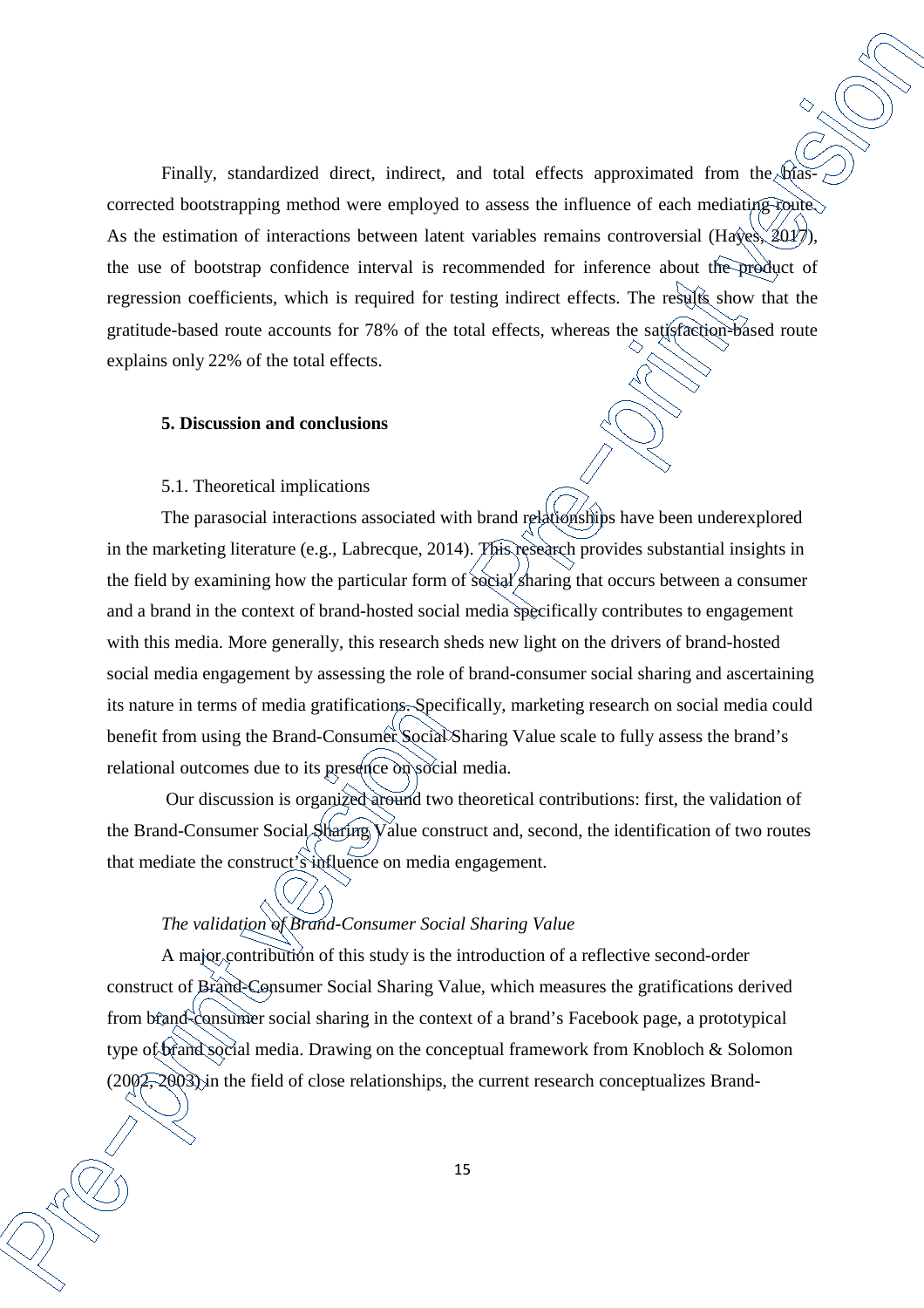Finally, standardized direct, indirect, and total effects approximated from the bias-corrected bootstrapping method were employed to assess the influence of each mediating route. As the estimation of interactions between latent variables remains controversial (Hayes, 2017), the use of bootstrap confidence interval is recommended for inference about the product of regression coefficients, which is required for testing indirect effects. The results show that the gratitude-based route accounts for 78% of the total effects, whereas the satisfaction-based route explains only 22% of the total effects.

## 5. Discussion and conclusions

### 5.1. Theoretical implications

The parasocial interactions associated with brand relationships have been underexplored in the marketing literature (e.g., Labrecque, 2014). This research provides substantial insights in the field by examining how the particular form of social sharing that occurs between a consumer and a brand in the context of brand-hosted social media specifically contributes to engagement with this media. More generally, this research sheds new light on the drivers of brand-hosted social media engagement by assessing the role of brand-consumer social sharing and ascertaining its nature in terms of media gratifications. Specifically, marketing research on social media could benefit from using the Brand-Consumer Social Sharing Value scale to fully assess the brand's relational outcomes due to its presence on social media.

Our discussion is organized around two theoretical contributions: first, the validation of the Brand-Consumer Social Sharing Value construct and, second, the identification of two routes that mediate the construct's influence on media engagement.

*The validation of Brand-Consumer Social Sharing Value*

A major contribution of this study is the introduction of a reflective second-order construct of Brand-Consumer Social Sharing Value, which measures the gratifications derived from brand-consumer social sharing in the context of a brand's Facebook page, a prototypical type of brand social media. Drawing on the conceptual framework from Knobloch & Solomon (2002, 2003) in the field of close relationships, the current research conceptualizes Brand-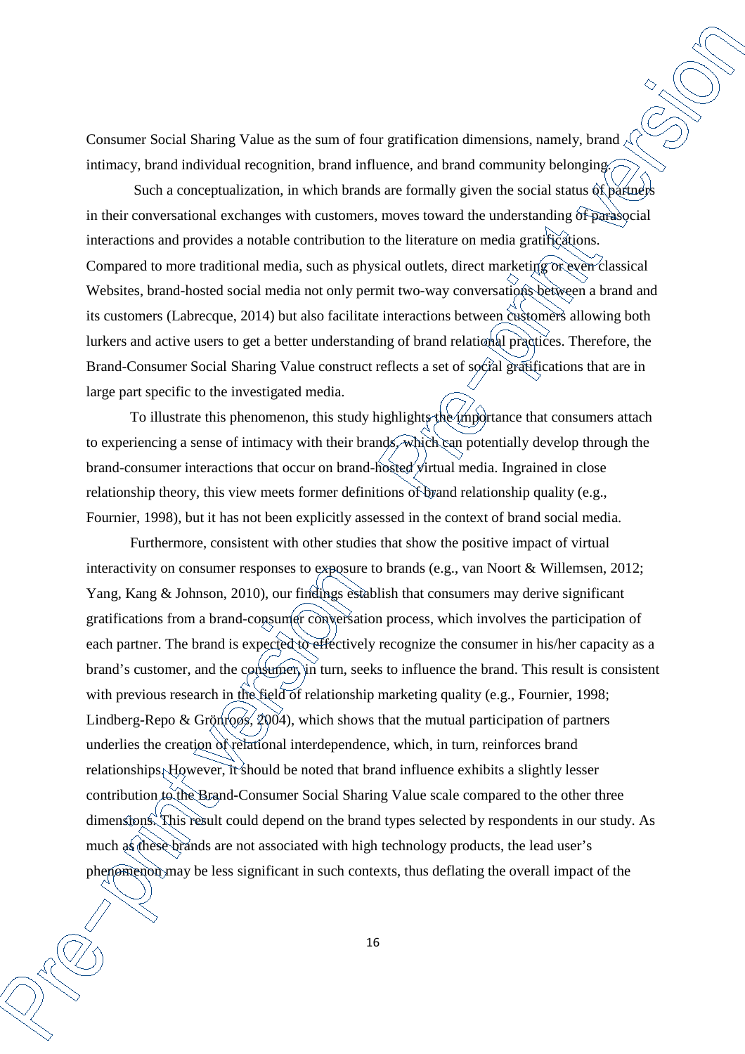Consumer Social Sharing Value as the sum of four gratification dimensions, namely, brand intimacy, brand individual recognition, brand influence, and brand community belonging.

Such a conceptualization, in which brands are formally given the social status of partners in their conversational exchanges with customers, moves toward the understanding of parasocial interactions and provides a notable contribution to the literature on media gratifications. Compared to more traditional media, such as physical outlets, direct marketing or even classical Websites, brand-hosted social media not only permit two-way conversations between a brand and its customers (Labrecque, 2014) but also facilitate interactions between customers allowing both lurkers and active users to get a better understanding of brand relational practices. Therefore, the Brand-Consumer Social Sharing Value construct reflects a set of social gratifications that are in large part specific to the investigated media.

To illustrate this phenomenon, this study highlights the importance that consumers attach to experiencing a sense of intimacy with their brands, which can potentially develop through the brand-consumer interactions that occur on brand-hosted virtual media. Ingrained in close relationship theory, this view meets former definitions of brand relationship quality (e.g., Fournier, 1998), but it has not been explicitly assessed in the context of brand social media.

Furthermore, consistent with other studies that show the positive impact of virtual interactivity on consumer responses to exposure to brands (e.g., van Noort & Willemsen, 2012; Yang, Kang & Johnson, 2010), our findings establish that consumers may derive significant gratifications from a brand-consumer conversation process, which involves the participation of each partner. The brand is expected to effectively recognize the consumer in his/her capacity as a brand's customer, and the consumer, in turn, seeks to influence the brand. This result is consistent with previous research in the field of relationship marketing quality (e.g., Fournier, 1998; Lindberg-Repo & Grönroos, 2004), which shows that the mutual participation of partners underlies the creation of relational interdependence, which, in turn, reinforces brand relationships. However, it should be noted that brand influence exhibits a slightly lesser contribution to the Brand-Consumer Social Sharing Value scale compared to the other three dimensions. This result could depend on the brand types selected by respondents in our study. As much as these brands are not associated with high technology products, the lead user's phenomenon may be less significant in such contexts, thus deflating the overall impact of the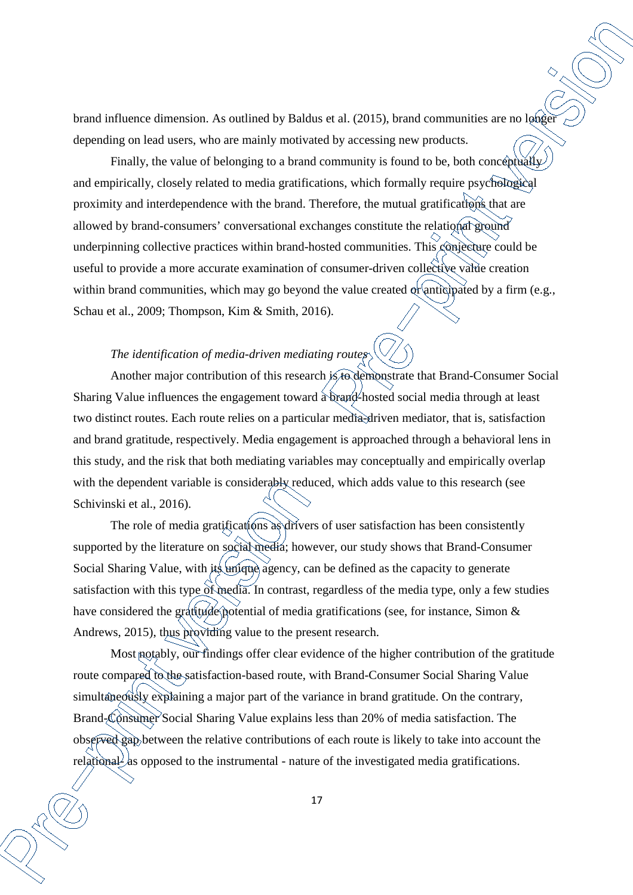brand influence dimension. As outlined by Baldus et al. (2015), brand communities are no longer depending on lead users, who are mainly motivated by accessing new products.

Finally, the value of belonging to a brand community is found to be, both conceptually and empirically, closely related to media gratifications, which formally require psychological proximity and interdependence with the brand. Therefore, the mutual gratifications that are allowed by brand-consumers' conversational exchanges constitute the relational ground underpinning collective practices within brand-hosted communities. This conjecture could be useful to provide a more accurate examination of consumer-driven collective value creation within brand communities, which may go beyond the value created or anticipated by a firm (e.g., Schau et al., 2009; Thompson, Kim & Smith, 2016).

*The identification of media-driven mediating routes*

Another major contribution of this research is to demonstrate that Brand-Consumer Social Sharing Value influences the engagement toward a brand-hosted social media through at least two distinct routes. Each route relies on a particular media-driven mediator, that is, satisfaction and brand gratitude, respectively. Media engagement is approached through a behavioral lens in this study, and the risk that both mediating variables may conceptually and empirically overlap with the dependent variable is considerably reduced, which adds value to this research (see Schivinski et al., 2016).

The role of media gratifications as drivers of user satisfaction has been consistently supported by the literature on social media; however, our study shows that Brand-Consumer Social Sharing Value, with its unique agency, can be defined as the capacity to generate satisfaction with this type of media. In contrast, regardless of the media type, only a few studies have considered the gratitude potential of media gratifications (see, for instance, Simon & Andrews, 2015), thus providing value to the present research.

Most notably, our findings offer clear evidence of the higher contribution of the gratitude route compared to the satisfaction-based route, with Brand-Consumer Social Sharing Value simultaneously explaining a major part of the variance in brand gratitude. On the contrary, Brand-Consumer Social Sharing Value explains less than 20% of media satisfaction. The observed gap between the relative contributions of each route is likely to take into account the relational - as opposed to the instrumental - nature of the investigated media gratifications.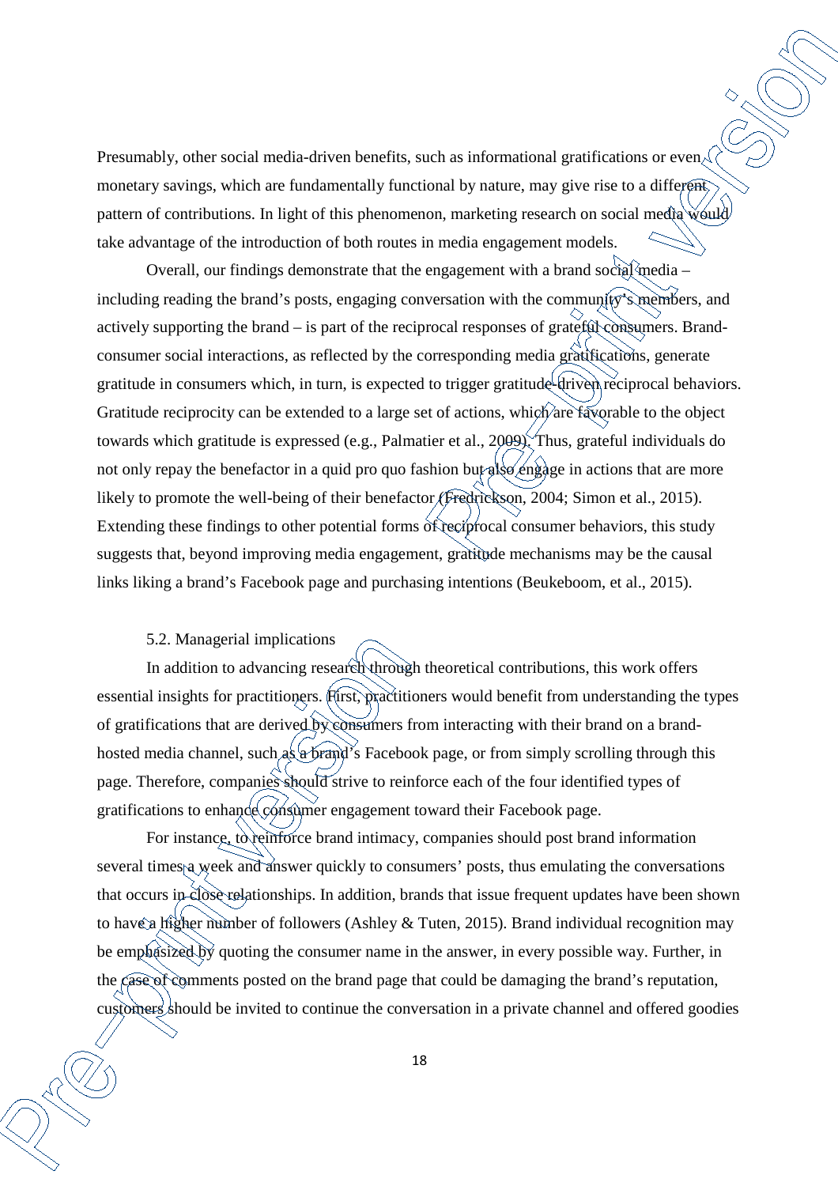Presumably, other social media-driven benefits, such as informational gratifications or even monetary savings, which are fundamentally functional by nature, may give rise to a different pattern of contributions. In light of this phenomenon, marketing research on social media would take advantage of the introduction of both routes in media engagement models.

Overall, our findings demonstrate that the engagement with a brand social media – including reading the brand's posts, engaging conversation with the community's members, and actively supporting the brand – is part of the reciprocal responses of grateful consumers. Brand-consumer social interactions, as reflected by the corresponding media gratifications, generate gratitude in consumers which, in turn, is expected to trigger gratitude-driven reciprocal behaviors. Gratitude reciprocity can be extended to a large set of actions, which are favorable to the object towards which gratitude is expressed (e.g., Palmatier et al., 2009). Thus, grateful individuals do not only repay the benefactor in a quid pro quo fashion but also engage in actions that are more likely to promote the well-being of their benefactor (Fredrickson, 2004; Simon et al., 2015). Extending these findings to other potential forms of reciprocal consumer behaviors, this study suggests that, beyond improving media engagement, gratitude mechanisms may be the causal links liking a brand's Facebook page and purchasing intentions (Beukeboom, et al., 2015).

### 5.2. Managerial implications

In addition to advancing research through theoretical contributions, this work offers essential insights for practitioners. First, practitioners would benefit from understanding the types of gratifications that are derived by consumers from interacting with their brand on a brand-hosted media channel, such as a brand's Facebook page, or from simply scrolling through this page. Therefore, companies should strive to reinforce each of the four identified types of gratifications to enhance consumer engagement toward their Facebook page.

For instance, to reinforce brand intimacy, companies should post brand information several times a week and answer quickly to consumers' posts, thus emulating the conversations that occurs in close relationships. In addition, brands that issue frequent updates have been shown to have a higher number of followers (Ashley & Tuten, 2015). Brand individual recognition may be emphasized by quoting the consumer name in the answer, in every possible way. Further, in the case of comments posted on the brand page that could be damaging the brand's reputation, customers should be invited to continue the conversation in a private channel and offered goodies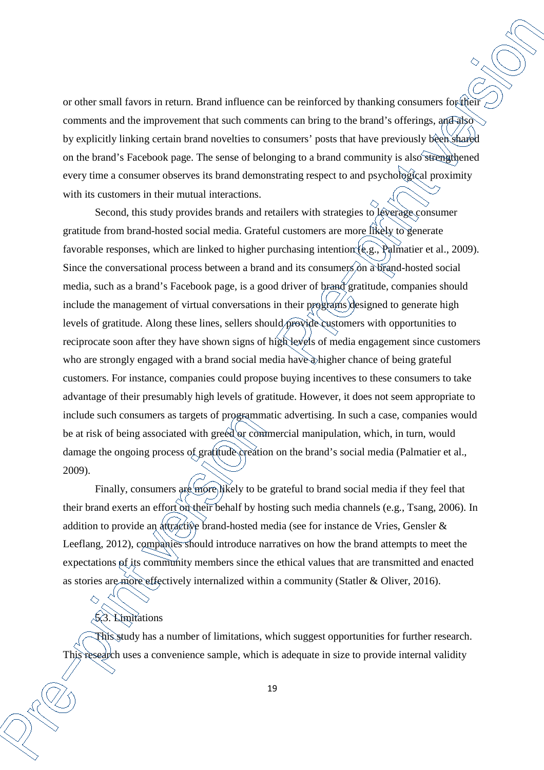or other small favors in return. Brand influence can be reinforced by thanking consumers for their comments and the improvement that such comments can bring to the brand's offerings, and also by explicitly linking certain brand novelties to consumers' posts that have previously been shared on the brand's Facebook page. The sense of belonging to a brand community is also strengthened every time a consumer observes its brand demonstrating respect to and psychological proximity with its customers in their mutual interactions.

Second, this study provides brands and retailers with strategies to leverage consumer gratitude from brand-hosted social media. Grateful customers are more likely to generate favorable responses, which are linked to higher purchasing intention (e.g., Palmatier et al., 2009). Since the conversational process between a brand and its consumers on a brand-hosted social media, such as a brand's Facebook page, is a good driver of brand gratitude, companies should include the management of virtual conversations in their programs designed to generate high levels of gratitude. Along these lines, sellers should provide customers with opportunities to reciprocate soon after they have shown signs of high levels of media engagement since customers who are strongly engaged with a brand social media have a higher chance of being grateful customers. For instance, companies could propose buying incentives to these consumers to take advantage of their presumably high levels of gratitude. However, it does not seem appropriate to include such consumers as targets of programmatic advertising. In such a case, companies would be at risk of being associated with greed or commercial manipulation, which, in turn, would damage the ongoing process of gratitude creation on the brand's social media (Palmatier et al., 2009).

Finally, consumers are more likely to be grateful to brand social media if they feel that their brand exerts an effort on their behalf by hosting such media channels (e.g., Tsang, 2006). In addition to provide an attractive brand-hosted media (see for instance de Vries, Gensler & Leeflang, 2012), companies should introduce narratives on how the brand attempts to meet the expectations of its community members since the ethical values that are transmitted and enacted as stories are more effectively internalized within a community (Statler & Oliver, 2016).

### 5.3. Limitations

This study has a number of limitations, which suggest opportunities for further research. This research uses a convenience sample, which is adequate in size to provide internal validity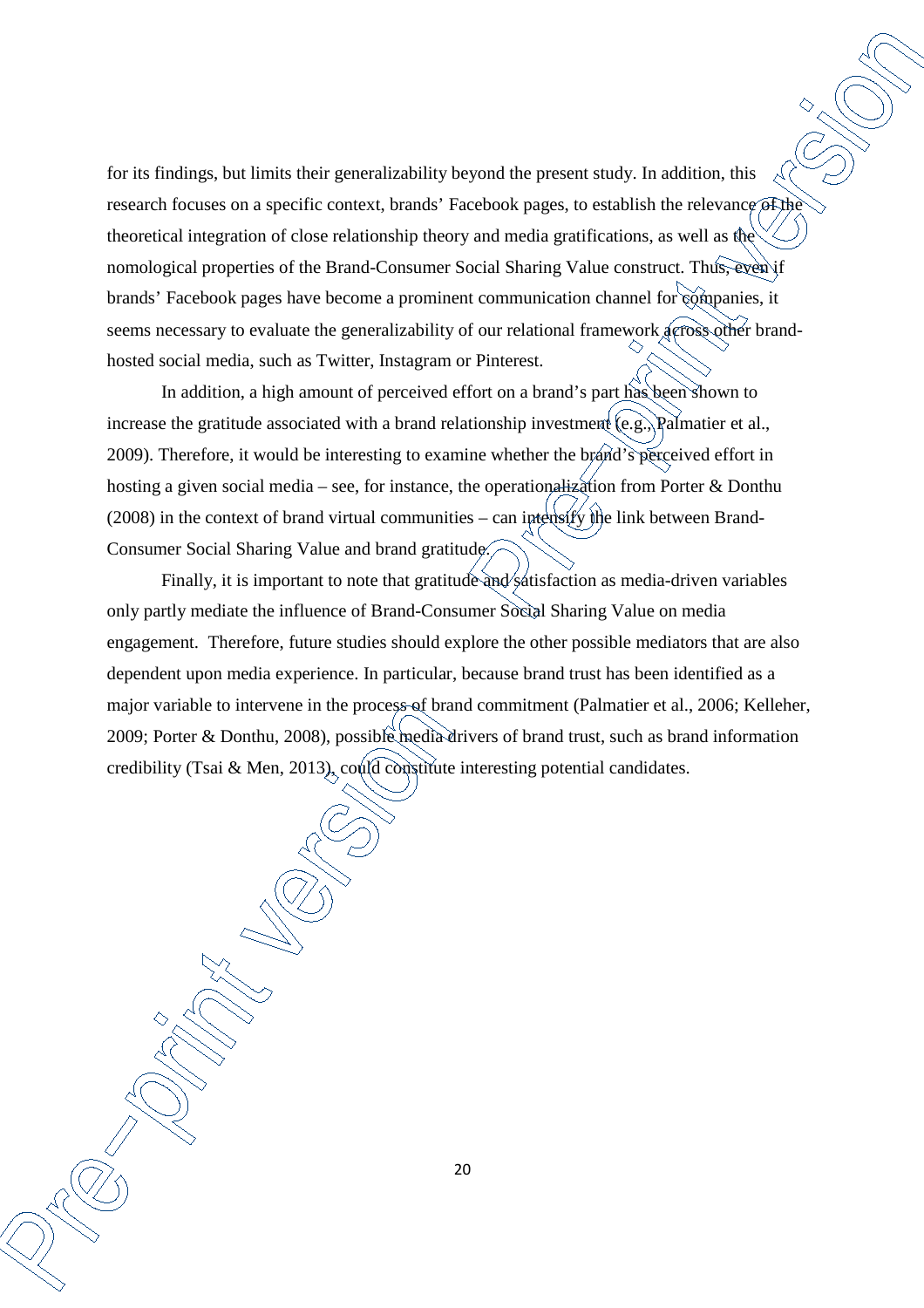for its findings, but limits their generalizability beyond the present study. In addition, this research focuses on a specific context, brands' Facebook pages, to establish the relevance of the theoretical integration of close relationship theory and media gratifications, as well as the nomological properties of the Brand-Consumer Social Sharing Value construct. Thus, even if brands' Facebook pages have become a prominent communication channel for companies, it seems necessary to evaluate the generalizability of our relational framework across other brand-hosted social media, such as Twitter, Instagram or Pinterest.

In addition, a high amount of perceived effort on a brand's part has been shown to increase the gratitude associated with a brand relationship investment (e.g., Palmatier et al., 2009). Therefore, it would be interesting to examine whether the brand's perceived effort in hosting a given social media – see, for instance, the operationalization from Porter & Donthu (2008) in the context of brand virtual communities – can intensify the link between Brand-Consumer Social Sharing Value and brand gratitude.

Finally, it is important to note that gratitude and satisfaction as media-driven variables only partly mediate the influence of Brand-Consumer Social Sharing Value on media engagement. Therefore, future studies should explore the other possible mediators that are also dependent upon media experience. In particular, because brand trust has been identified as a major variable to intervene in the process of brand commitment (Palmatier et al., 2006; Kelleher, 2009; Porter & Donthu, 2008), possible media drivers of brand trust, such as brand information credibility (Tsai & Men, 2013), could constitute interesting potential candidates.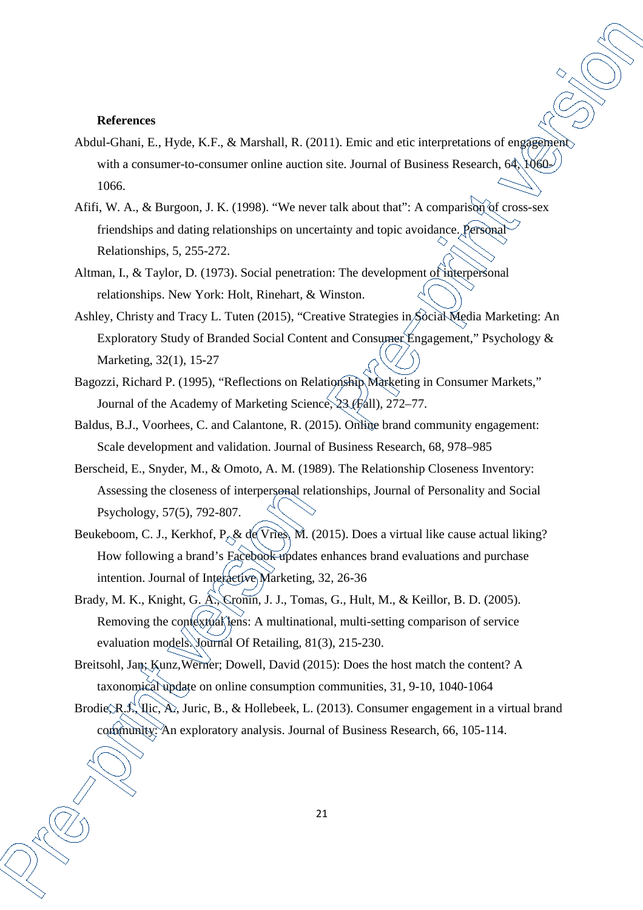**References**

Abdul-Ghani, E., Hyde, K.F., & Marshall, R. (2011). Emic and etic interpretations of engagement with a consumer-to-consumer online auction site. Journal of Business Research, 64, 1060-1066.

Afifi, W. A., & Burgoon, J. K. (1998). "We never talk about that": A comparison of cross-sex friendships and dating relationships on uncertainty and topic avoidance. Personal Relationships, 5, 255-272.

Altman, I., & Taylor, D. (1973). Social penetration: The development of interpersonal relationships. New York: Holt, Rinehart, & Winston.

Ashley, Christy and Tracy L. Tuten (2015), "Creative Strategies in Social Media Marketing: An Exploratory Study of Branded Social Content and Consumer Engagement," Psychology & Marketing, 32(1), 15-27

Bagozzi, Richard P. (1995), "Reflections on Relationship Marketing in Consumer Markets," Journal of the Academy of Marketing Science, 23 (Fall), 272–77.

Baldus, B.J., Voorhees, C. and Calantone, R. (2015). Online brand community engagement: Scale development and validation. Journal of Business Research, 68, 978–985

Berscheid, E., Snyder, M., & Omoto, A. M. (1989). The Relationship Closeness Inventory: Assessing the closeness of interpersonal relationships, Journal of Personality and Social Psychology, 57(5), 792-807.

Beukeboom, C. J., Kerkhof, P., & de Vries, M. (2015). Does a virtual like cause actual liking? How following a brand's Facebook updates enhances brand evaluations and purchase intention. Journal of Interactive Marketing, 32, 26-36

Brady, M. K., Knight, G. A., Cronin, J. J., Tomas, G., Hult, M., & Keillor, B. D. (2005). Removing the contextual lens: A multinational, multi-setting comparison of service evaluation models. Journal Of Retailing, 81(3), 215-230.

Breitsohl, Jan; Kunz,Werner; Dowell, David (2015): Does the host match the content? A taxonomical update on online consumption communities, 31, 9-10, 1040-1064

Brodie, R.J., Ilic, A., Juric, B., & Hollebeek, L. (2013). Consumer engagement in a virtual brand community: An exploratory analysis. Journal of Business Research, 66, 105-114.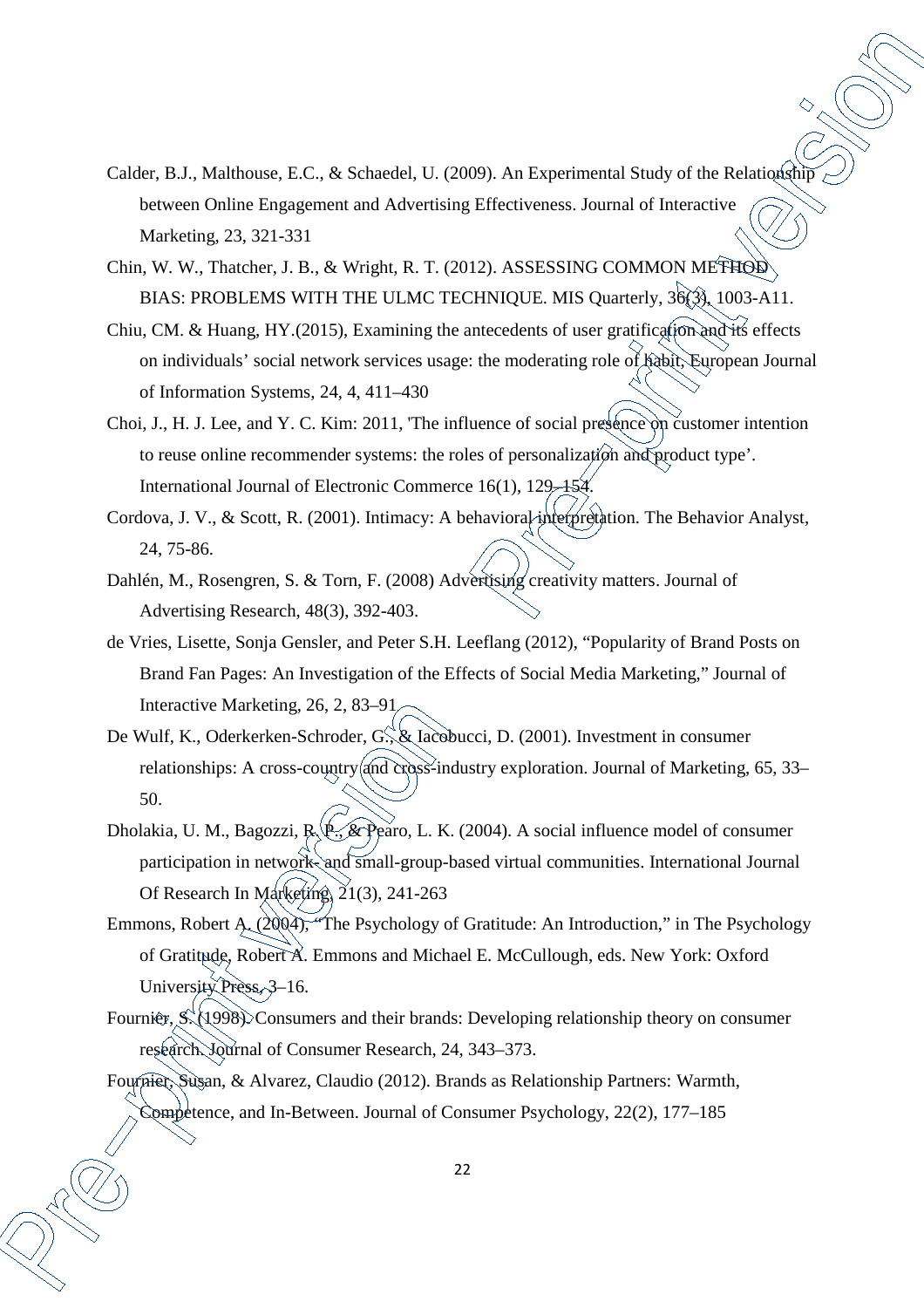Calder, B.J., Malthouse, E.C., & Schaedel, U. (2009). An Experimental Study of the Relationship between Online Engagement and Advertising Effectiveness. Journal of Interactive Marketing, 23, 321-331

Chin, W. W., Thatcher, J. B., & Wright, R. T. (2012). ASSESSING COMMON METHOD BIAS: PROBLEMS WITH THE ULMC TECHNIQUE. MIS Quarterly, 36(3), 1003-A11.

Chiu, CM. & Huang, HY.(2015), Examining the antecedents of user gratification and its effects on individuals' social network services usage: the moderating role of habit, European Journal of Information Systems, 24, 4, 411–430

Choi, J., H. J. Lee, and Y. C. Kim: 2011, 'The influence of social presence on customer intention to reuse online recommender systems: the roles of personalization and product type'. International Journal of Electronic Commerce 16(1), 129–154.

Cordova, J. V., & Scott, R. (2001). Intimacy: A behavioral interpretation. The Behavior Analyst, 24, 75-86.

Dahlén, M., Rosengren, S. & Torn, F. (2008) Advertising creativity matters. Journal of Advertising Research, 48(3), 392-403.

de Vries, Lisette, Sonja Gensler, and Peter S.H. Leeflang (2012), "Popularity of Brand Posts on Brand Fan Pages: An Investigation of the Effects of Social Media Marketing," Journal of Interactive Marketing, 26, 2, 83–91

De Wulf, K., Oderkerken-Schroder, G., & Iacobucci, D. (2001). Investment in consumer relationships: A cross-country and cross-industry exploration. Journal of Marketing, 65, 33–50.

Dholakia, U. M., Bagozzi, R. P., & Pearo, L. K. (2004). A social influence model of consumer participation in network- and small-group-based virtual communities. International Journal Of Research In Marketing, 21(3), 241-263

Emmons, Robert A. (2004), "The Psychology of Gratitude: An Introduction," in The Psychology of Gratitude, Robert A. Emmons and Michael E. McCullough, eds. New York: Oxford University Press, 3–16.

Fournier, S. (1998). Consumers and their brands: Developing relationship theory on consumer research. Journal of Consumer Research, 24, 343–373.

Fournier, Susan, & Alvarez, Claudio (2012). Brands as Relationship Partners: Warmth, Competence, and In-Between. Journal of Consumer Psychology, 22(2), 177–185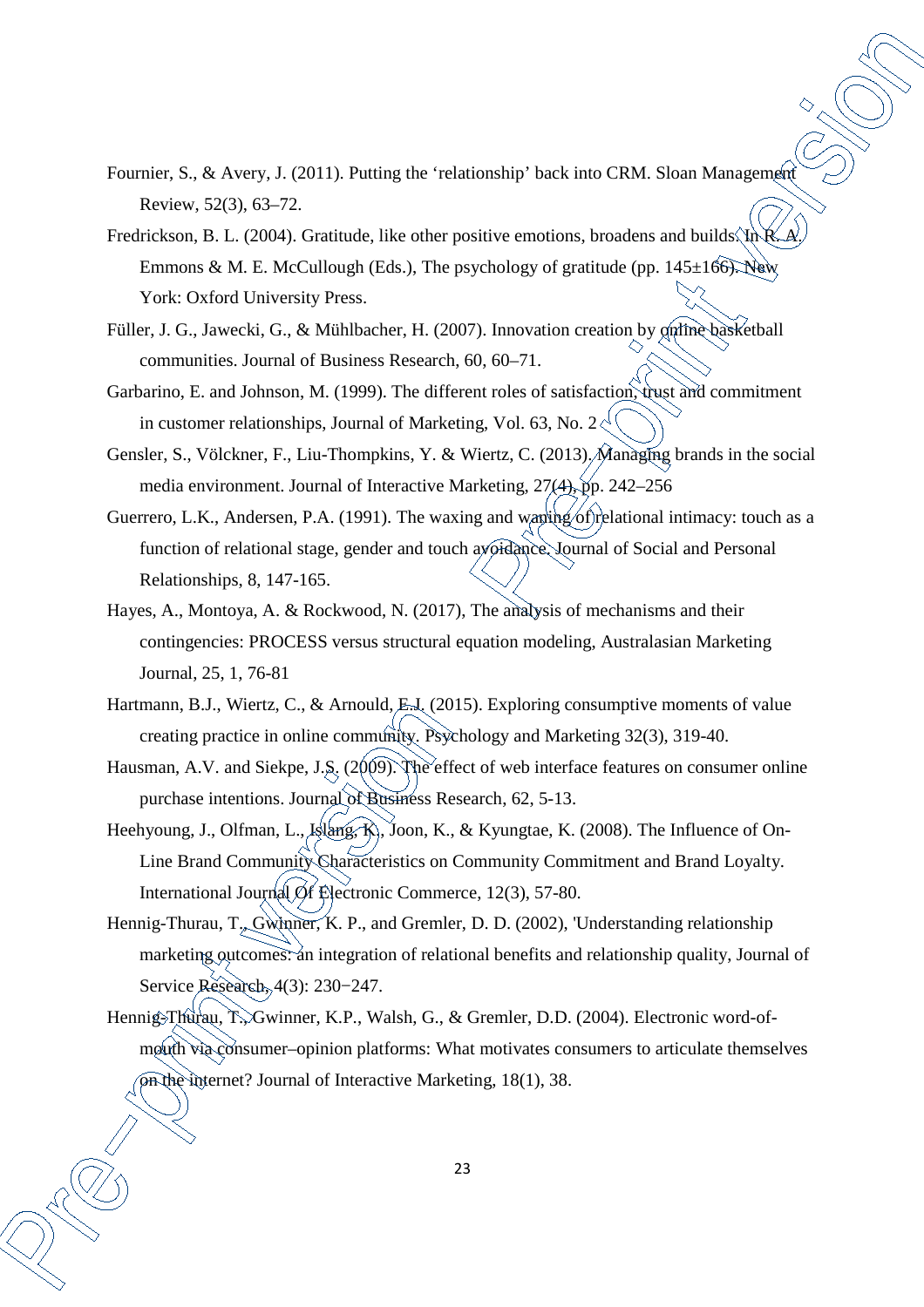Fournier, S., & Avery, J. (2011). Putting the 'relationship' back into CRM. Sloan Management Review, 52(3), 63–72.

Fredrickson, B. L. (2004). Gratitude, like other positive emotions, broadens and builds. In R. A. Emmons & M. E. McCullough (Eds.), The psychology of gratitude (pp. 145±166). New York: Oxford University Press.

Füller, J. G., Jawecki, G., & Mühlbacher, H. (2007). Innovation creation by online basketball communities. Journal of Business Research, 60, 60–71.

Garbarino, E. and Johnson, M. (1999). The different roles of satisfaction, trust and commitment in customer relationships, Journal of Marketing, Vol. 63, No. 2

Gensler, S., Völckner, F., Liu-Thompkins, Y. & Wiertz, C. (2013). Managing brands in the social media environment. Journal of Interactive Marketing, 27(4), pp. 242–256

Guerrero, L.K., Andersen, P.A. (1991). The waxing and waning of relational intimacy: touch as a function of relational stage, gender and touch avoidance. Journal of Social and Personal Relationships, 8, 147-165.

Hayes, A., Montoya, A. & Rockwood, N. (2017), The analysis of mechanisms and their contingencies: PROCESS versus structural equation modeling, Australasian Marketing Journal, 25, 1, 76-81

Hartmann, B.J., Wiertz, C., & Arnould, E.J. (2015). Exploring consumptive moments of value creating practice in online community. Psychology and Marketing 32(3), 319-40.

Hausman, A.V. and Siekpe, J.S. (2009). The effect of web interface features on consumer online purchase intentions. Journal of Business Research, 62, 5-13.

Heehyoung, J., Olfman, L., Islang, K., Joon, K., & Kyungtae, K. (2008). The Influence of On-Line Brand Community Characteristics on Community Commitment and Brand Loyalty. International Journal Of Electronic Commerce, 12(3), 57-80.

Hennig-Thurau, T., Gwinner, K. P., and Gremler, D. D. (2002), 'Understanding relationship marketing outcomes: an integration of relational benefits and relationship quality, Journal of Service Research, 4(3): 230−247.

Hennig-Thurau, T., Gwinner, K.P., Walsh, G., & Gremler, D.D. (2004). Electronic word-of-mouth via consumer–opinion platforms: What motivates consumers to articulate themselves on the internet? Journal of Interactive Marketing, 18(1), 38.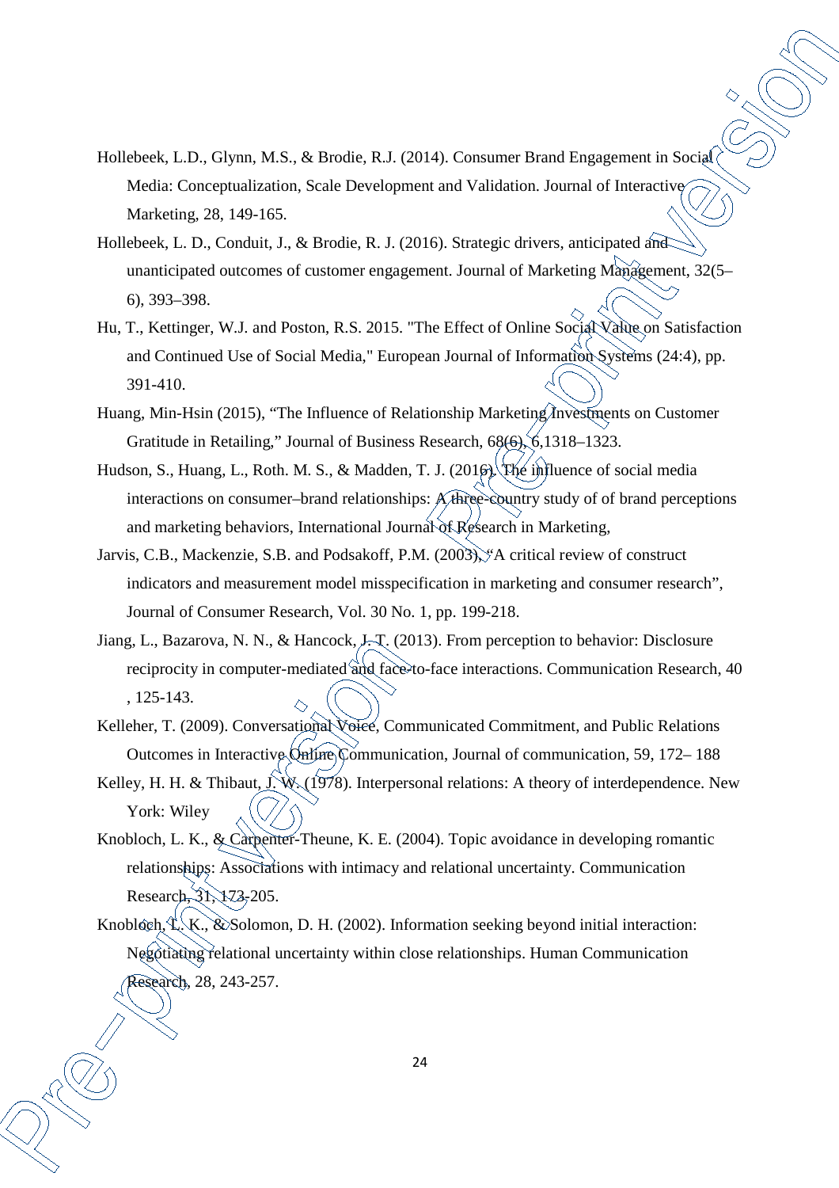Hollebeek, L.D., Glynn, M.S., & Brodie, R.J. (2014). Consumer Brand Engagement in Social Media: Conceptualization, Scale Development and Validation. Journal of Interactive Marketing, 28, 149-165.

Hollebeek, L. D., Conduit, J., & Brodie, R. J. (2016). Strategic drivers, anticipated and unanticipated outcomes of customer engagement. Journal of Marketing Management, 32(5–6), 393–398.

Hu, T., Kettinger, W.J. and Poston, R.S. 2015. "The Effect of Online Social Value on Satisfaction and Continued Use of Social Media," European Journal of Information Systems (24:4), pp. 391-410.

Huang, Min-Hsin (2015), "The Influence of Relationship Marketing Investments on Customer Gratitude in Retailing," Journal of Business Research, 68(6), 6,1318–1323.

Hudson, S., Huang, L., Roth. M. S., & Madden, T. J. (2016). The influence of social media interactions on consumer–brand relationships: A three-country study of of brand perceptions and marketing behaviors, International Journal of Research in Marketing,

Jarvis, C.B., Mackenzie, S.B. and Podsakoff, P.M. (2003), "A critical review of construct indicators and measurement model misspecification in marketing and consumer research", Journal of Consumer Research, Vol. 30 No. 1, pp. 199-218.

Jiang, L., Bazarova, N. N., & Hancock, J. T. (2013). From perception to behavior: Disclosure reciprocity in computer-mediated and face-to-face interactions. Communication Research, 40 , 125-143.

Kelleher, T. (2009). Conversational Voice, Communicated Commitment, and Public Relations Outcomes in Interactive Online Communication, Journal of communication, 59, 172– 188

Kelley, H. H. & Thibaut, J. W. (1978). Interpersonal relations: A theory of interdependence. New York: Wiley

Knobloch, L. K., & Carpenter-Theune, K. E. (2004). Topic avoidance in developing romantic relationships: Associations with intimacy and relational uncertainty. Communication Research, 31, 173-205.

Knobloch, L. K., & Solomon, D. H. (2002). Information seeking beyond initial interaction: Negotiating relational uncertainty within close relationships. Human Communication Research, 28, 243-257.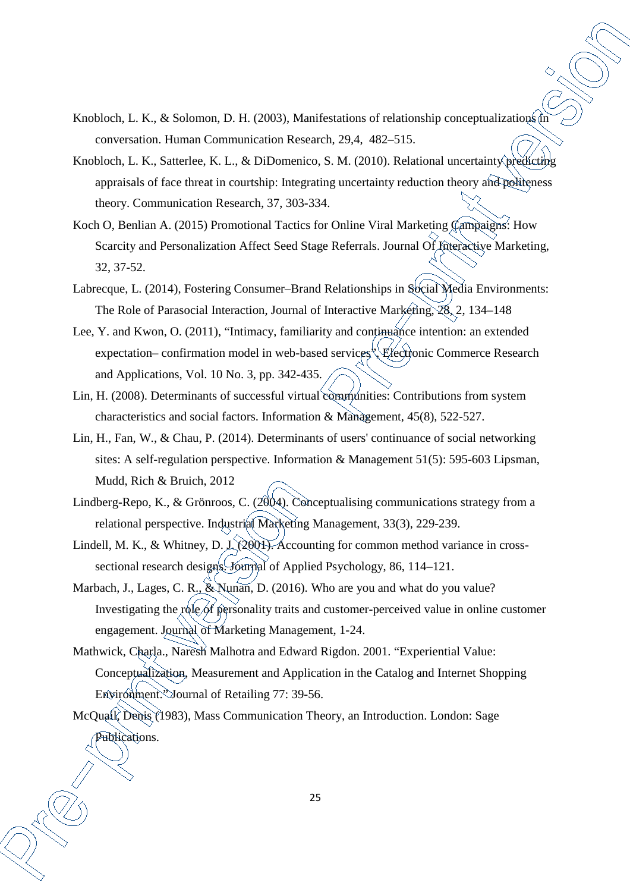Knobloch, L. K., & Solomon, D. H. (2003), Manifestations of relationship conceptualizations in conversation. Human Communication Research, 29,4, 482–515.

Knobloch, L. K., Satterlee, K. L., & DiDomenico, S. M. (2010). Relational uncertainty predicting appraisals of face threat in courtship: Integrating uncertainty reduction theory and politeness theory. Communication Research, 37, 303-334.

Koch O, Benlian A. (2015) Promotional Tactics for Online Viral Marketing Campaigns: How Scarcity and Personalization Affect Seed Stage Referrals. Journal Of Interactive Marketing, 32, 37-52.

Labrecque, L. (2014), Fostering Consumer–Brand Relationships in Social Media Environments: The Role of Parasocial Interaction, Journal of Interactive Marketing, 28, 2, 134–148

Lee, Y. and Kwon, O. (2011), "Intimacy, familiarity and continuance intention: an extended expectation– confirmation model in web-based services", Electronic Commerce Research and Applications, Vol. 10 No. 3, pp. 342-435.

Lin, H. (2008). Determinants of successful virtual communities: Contributions from system characteristics and social factors. Information & Management, 45(8), 522-527.

Lin, H., Fan, W., & Chau, P. (2014). Determinants of users' continuance of social networking sites: A self-regulation perspective. Information & Management 51(5): 595-603 Lipsman, Mudd, Rich & Bruich, 2012

Lindberg-Repo, K., & Grönroos, C. (2004). Conceptualising communications strategy from a relational perspective. Industrial Marketing Management, 33(3), 229-239.

Lindell, M. K., & Whitney, D. J. (2001). Accounting for common method variance in cross-sectional research designs. Journal of Applied Psychology, 86, 114–121.

Marbach, J., Lages, C. R., & Nunan, D. (2016). Who are you and what do you value? Investigating the role of personality traits and customer-perceived value in online customer engagement. Journal of Marketing Management, 1-24.

Mathwick, Charla., Naresh Malhotra and Edward Rigdon. 2001. "Experiential Value: Conceptualization, Measurement and Application in the Catalog and Internet Shopping Environment." Journal of Retailing 77: 39-56.

McQuail, Denis (1983), Mass Communication Theory, an Introduction. London: Sage Publications.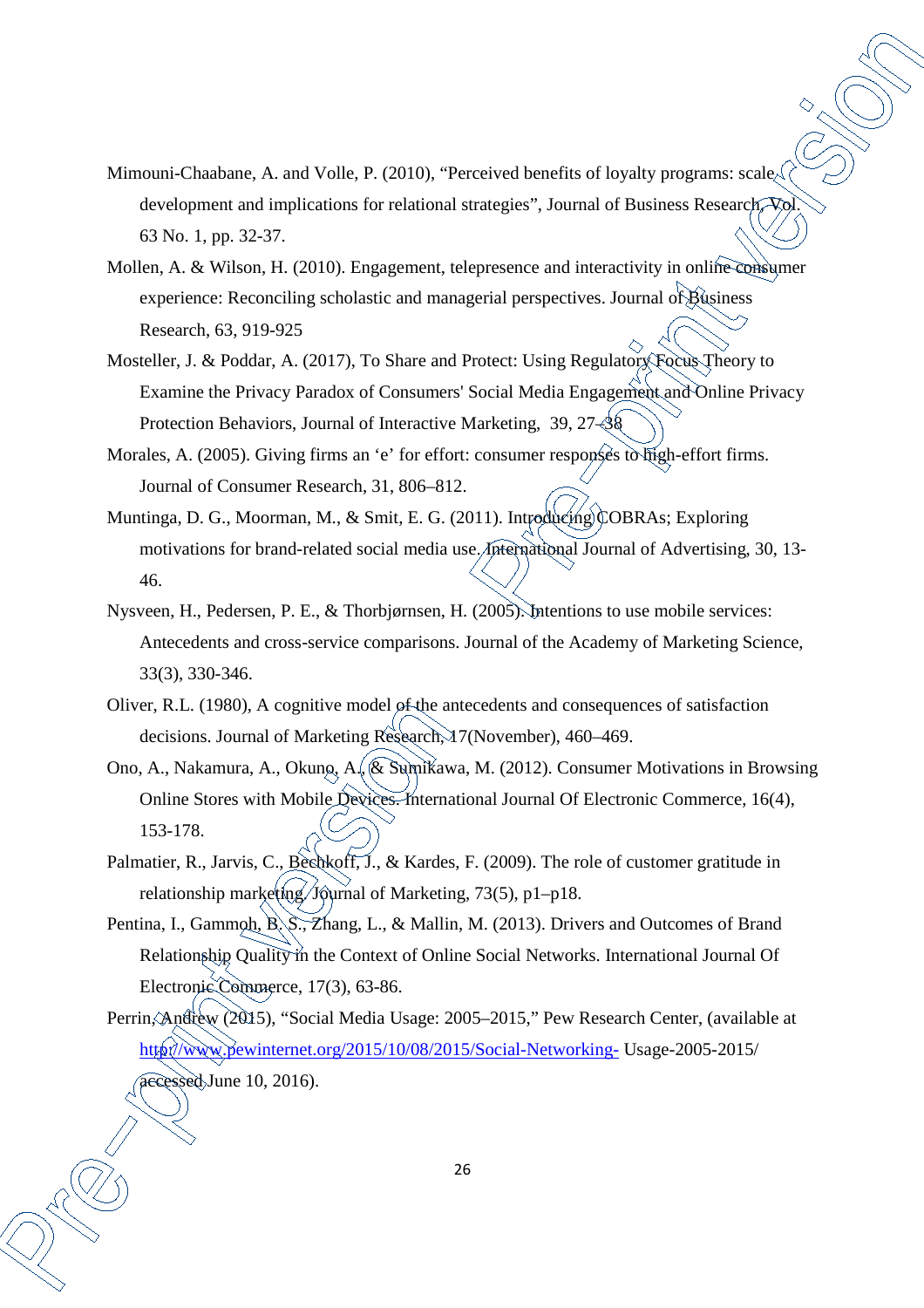Mimouni-Chaabane, A. and Volle, P. (2010), "Perceived benefits of loyalty programs: scale development and implications for relational strategies", Journal of Business Research, Vol. 63 No. 1, pp. 32-37.

Mollen, A. & Wilson, H. (2010). Engagement, telepresence and interactivity in online consumer experience: Reconciling scholastic and managerial perspectives. Journal of Business Research, 63, 919-925

Mosteller, J. & Poddar, A. (2017), To Share and Protect: Using Regulatory Focus Theory to Examine the Privacy Paradox of Consumers' Social Media Engagement and Online Privacy Protection Behaviors, Journal of Interactive Marketing, 39, 27-38

Morales, A. (2005). Giving firms an 'e' for effort: consumer responses to high-effort firms. Journal of Consumer Research, 31, 806–812.

Muntinga, D. G., Moorman, M., & Smit, E. G. (2011). Introducing COBRAs; Exploring motivations for brand-related social media use. International Journal of Advertising, 30, 13-46.

Nysveen, H., Pedersen, P. E., & Thorbjørnsen, H. (2005). Intentions to use mobile services: Antecedents and cross-service comparisons. Journal of the Academy of Marketing Science, 33(3), 330-346.

Oliver, R.L. (1980), A cognitive model of the antecedents and consequences of satisfaction decisions. Journal of Marketing Research, 17(November), 460–469.

Ono, A., Nakamura, A., Okuno, A., & Sumikawa, M. (2012). Consumer Motivations in Browsing Online Stores with Mobile Devices. International Journal Of Electronic Commerce, 16(4), 153-178.

Palmatier, R., Jarvis, C., Bechkoff, J., & Kardes, F. (2009). The role of customer gratitude in relationship marketing. Journal of Marketing, 73(5), p1–p18.

Pentina, I., Gammoh, B. S., Zhang, L., & Mallin, M. (2013). Drivers and Outcomes of Brand Relationship Quality in the Context of Online Social Networks. International Journal Of Electronic Commerce, 17(3), 63-86.

Perrin, Andrew (2015), "Social Media Usage: 2005–2015," Pew Research Center, (available at http://www.pewinternet.org/2015/10/08/2015/Social-Networking- Usage-2005-2015/ accessed June 10, 2016).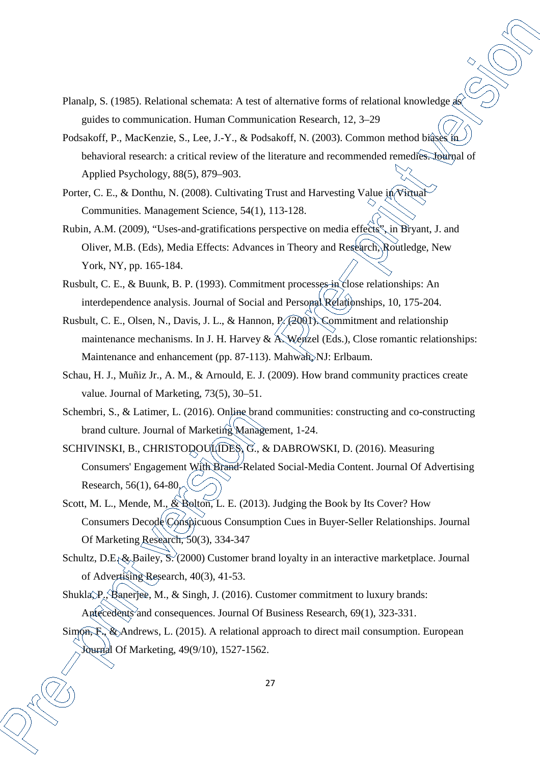Planalp, S. (1985). Relational schemata: A test of alternative forms of relational knowledge as guides to communication. Human Communication Research, 12, 3–29

Podsakoff, P., MacKenzie, S., Lee, J.-Y., & Podsakoff, N. (2003). Common method biases in behavioral research: a critical review of the literature and recommended remedies. Journal of Applied Psychology, 88(5), 879–903.

Porter, C. E., & Donthu, N. (2008). Cultivating Trust and Harvesting Value in Virtual Communities. Management Science, 54(1), 113-128.

Rubin, A.M. (2009), "Uses-and-gratifications perspective on media effects", in Bryant, J. and Oliver, M.B. (Eds), Media Effects: Advances in Theory and Research, Routledge, New York, NY, pp. 165-184.

Rusbult, C. E., & Buunk, B. P. (1993). Commitment processes in close relationships: An interdependence analysis. Journal of Social and Personal Relationships, 10, 175-204.

Rusbult, C. E., Olsen, N., Davis, J. L., & Hannon, P. (2001). Commitment and relationship maintenance mechanisms. In J. H. Harvey & A. Wenzel (Eds.), Close romantic relationships: Maintenance and enhancement (pp. 87-113). Mahwah, NJ: Erlbaum.

Schau, H. J., Muñiz Jr., A. M., & Arnould, E. J. (2009). How brand community practices create value. Journal of Marketing, 73(5), 30–51.

Schembri, S., & Latimer, L. (2016). Online brand communities: constructing and co-constructing brand culture. Journal of Marketing Management, 1-24.

SCHIVINSKI, B., CHRISTODOULIDES, G., & DABROWSKI, D. (2016). Measuring Consumers' Engagement With Brand-Related Social-Media Content. Journal Of Advertising Research, 56(1), 64-80.

Scott, M. L., Mende, M., & Bolton, L. E. (2013). Judging the Book by Its Cover? How Consumers Decode Conspicuous Consumption Cues in Buyer-Seller Relationships. Journal Of Marketing Research, 50(3), 334-347

Schultz, D.E. & Bailey, S. (2000) Customer brand loyalty in an interactive marketplace. Journal of Advertising Research, 40(3), 41-53.

Shukla, P., Banerjee, M., & Singh, J. (2016). Customer commitment to luxury brands: Antecedents and consequences. Journal Of Business Research, 69(1), 323-331.

Simon, F., & Andrews, L. (2015). A relational approach to direct mail consumption. European Journal Of Marketing, 49(9/10), 1527-1562.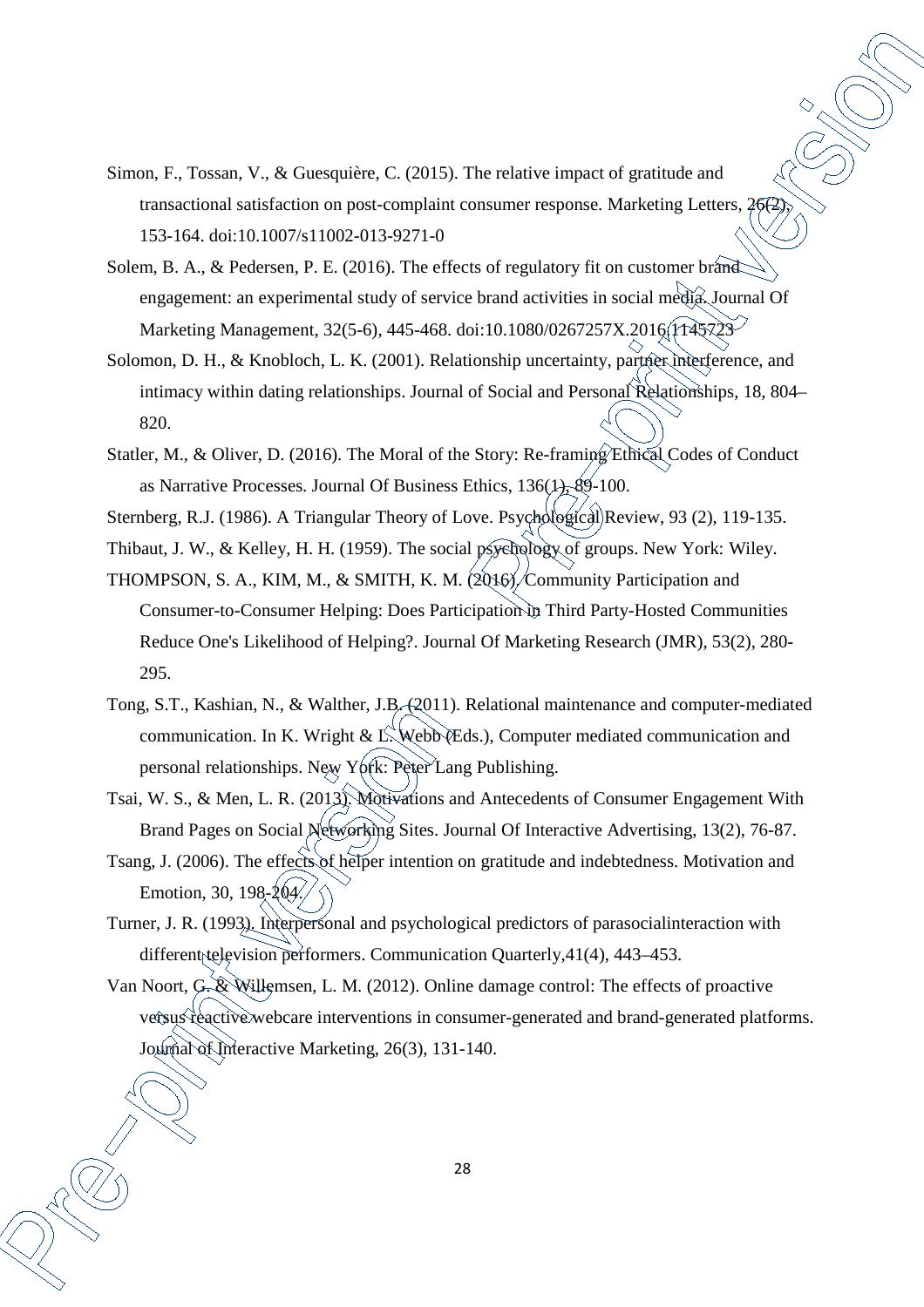Simon, F., Tossan, V., & Guesquière, C. (2015). The relative impact of gratitude and transactional satisfaction on post-complaint consumer response. Marketing Letters, 26(2), 153-164. doi:10.1007/s11002-013-9271-0

Solem, B. A., & Pedersen, P. E. (2016). The effects of regulatory fit on customer brand engagement: an experimental study of service brand activities in social media. Journal Of Marketing Management, 32(5-6), 445-468. doi:10.1080/0267257X.2016.1145723

Solomon, D. H., & Knobloch, L. K. (2001). Relationship uncertainty, partner interference, and intimacy within dating relationships. Journal of Social and Personal Relationships, 18, 804–820.

Statler, M., & Oliver, D. (2016). The Moral of the Story: Re-framing Ethical Codes of Conduct as Narrative Processes. Journal Of Business Ethics, 136(1), 89-100.

Sternberg, R.J. (1986). A Triangular Theory of Love. Psychological Review, 93 (2), 119-135.

Thibaut, J. W., & Kelley, H. H. (1959). The social psychology of groups. New York: Wiley.

THOMPSON, S. A., KIM, M., & SMITH, K. M. (2016). Community Participation and Consumer-to-Consumer Helping: Does Participation in Third Party-Hosted Communities Reduce One's Likelihood of Helping?. Journal Of Marketing Research (JMR), 53(2), 280-295.

Tong, S.T., Kashian, N., & Walther, J.B. (2011). Relational maintenance and computer-mediated communication. In K. Wright & L. Webb (Eds.), Computer mediated communication and personal relationships. New York: Peter Lang Publishing.

Tsai, W. S., & Men, L. R. (2013). Motivations and Antecedents of Consumer Engagement With Brand Pages on Social Networking Sites. Journal Of Interactive Advertising, 13(2), 76-87.

Tsang, J. (2006). The effects of helper intention on gratitude and indebtedness. Motivation and Emotion, 30, 198-204.

Turner, J. R. (1993). Interpersonal and psychological predictors of parasocialinteraction with different television performers. Communication Quarterly,41(4), 443–453.

Van Noort, G. & Willemsen, L. M. (2012). Online damage control: The effects of proactive versus reactive webcare interventions in consumer-generated and brand-generated platforms. Journal of Interactive Marketing, 26(3), 131-140.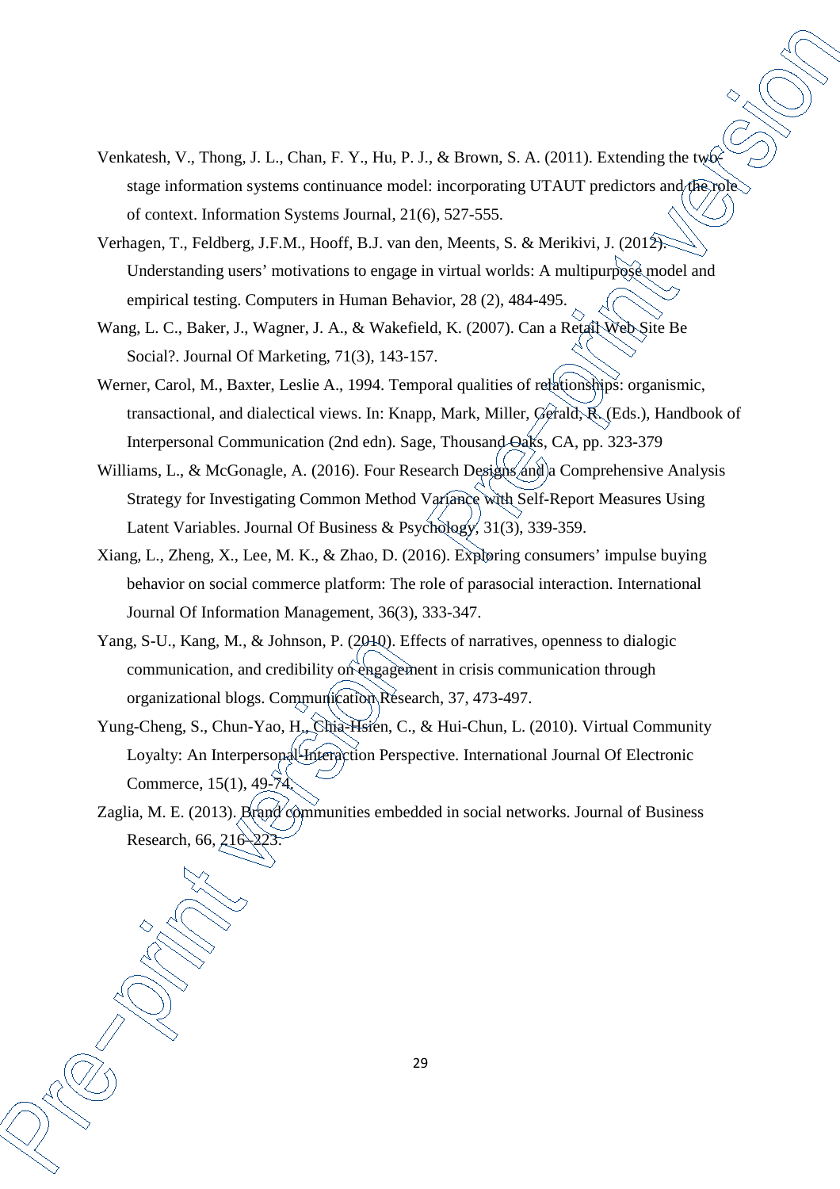Venkatesh, V., Thong, J. L., Chan, F. Y., Hu, P. J., & Brown, S. A. (2011). Extending the two-stage information systems continuance model: incorporating UTAUT predictors and the role of context. Information Systems Journal, 21(6), 527-555.

Verhagen, T., Feldberg, J.F.M., Hooff, B.J. van den, Meents, S. & Merikivi, J. (2012). Understanding users' motivations to engage in virtual worlds: A multipurpose model and empirical testing. Computers in Human Behavior, 28 (2), 484-495.

Wang, L. C., Baker, J., Wagner, J. A., & Wakefield, K. (2007). Can a Retail Web Site Be Social?. Journal Of Marketing, 71(3), 143-157.

Werner, Carol, M., Baxter, Leslie A., 1994. Temporal qualities of relationships: organismic, transactional, and dialectical views. In: Knapp, Mark, Miller, Gerald, R. (Eds.), Handbook of Interpersonal Communication (2nd edn). Sage, Thousand Oaks, CA, pp. 323-379

Williams, L., & McGonagle, A. (2016). Four Research Designs and a Comprehensive Analysis Strategy for Investigating Common Method Variance with Self-Report Measures Using Latent Variables. Journal Of Business & Psychology, 31(3), 339-359.

Xiang, L., Zheng, X., Lee, M. K., & Zhao, D. (2016). Exploring consumers' impulse buying behavior on social commerce platform: The role of parasocial interaction. International Journal Of Information Management, 36(3), 333-347.

Yang, S-U., Kang, M., & Johnson, P. (2010). Effects of narratives, openness to dialogic communication, and credibility on engagement in crisis communication through organizational blogs. Communication Research, 37, 473-497.

Yung-Cheng, S., Chun-Yao, H., Chia-Hsien, C., & Hui-Chun, L. (2010). Virtual Community Loyalty: An Interpersonal-Interaction Perspective. International Journal Of Electronic Commerce, 15(1), 49-74.

Zaglia, M. E. (2013). Brand communities embedded in social networks. Journal of Business Research, 66, 216–223.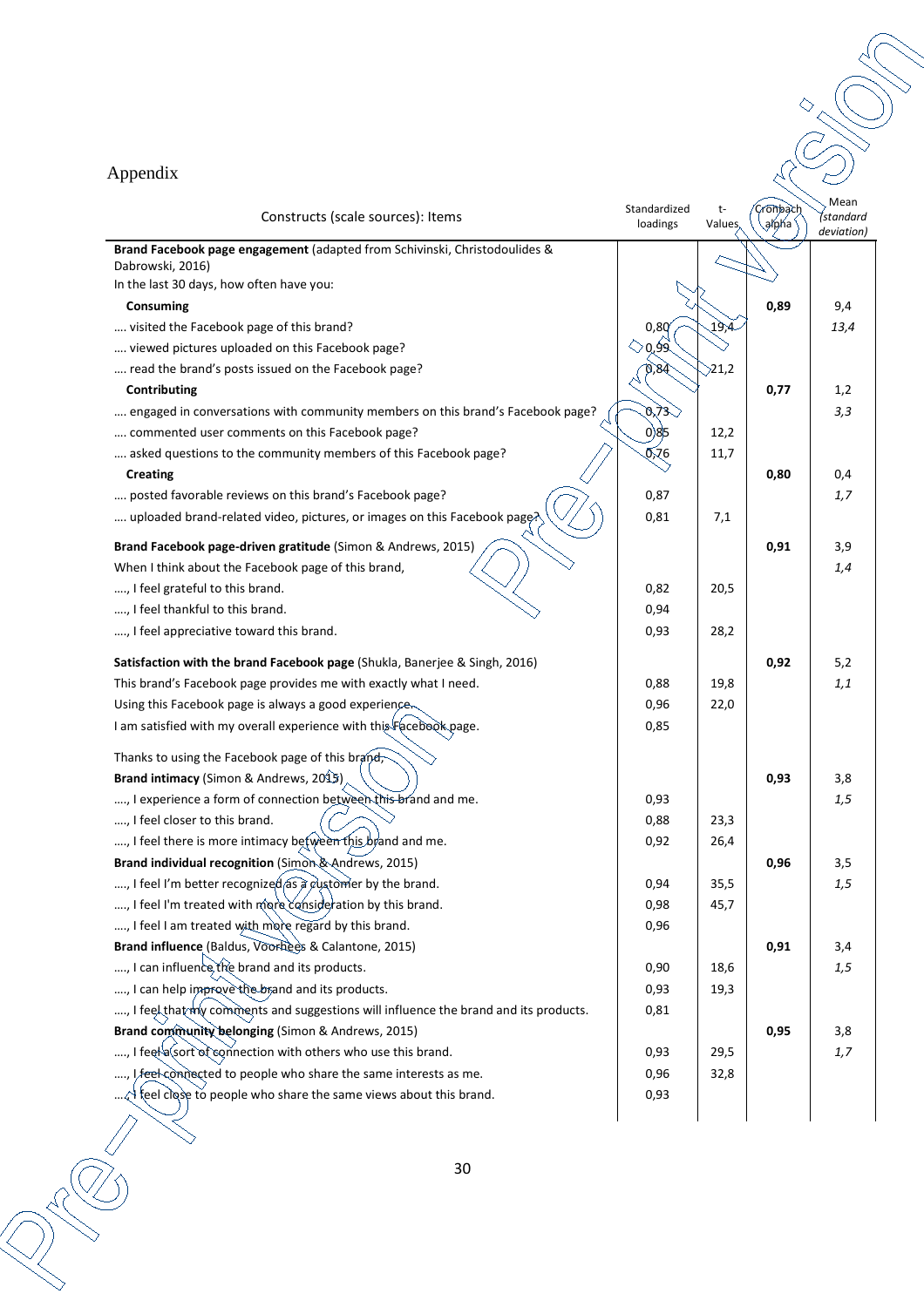# Appendix

| Constructs (scale sources): Items | Standardized loadings | t-Values | Cronbach alpha | Mean *(standard deviation)* |
|---|---|---|---|---|
| **Brand Facebook page engagement** (adapted from Schivinski, Christodoulides & Dabrowski, 2016) | | | | |
| In the last 30 days, how often have you: | | | | |
| **Consuming** | | | **0,89** | 9,4 |
| …. visited the Facebook page of this brand? | 0,80 | 19,4 | | *13,4* |
| …. viewed pictures uploaded on this Facebook page? | 0,99 | | | |
| …. read the brand's posts issued on the Facebook page? | 0,84 | 21,2 | | |
| **Contributing** | | | **0,77** | 1,2 |
| …. engaged in conversations with community members on this brand's Facebook page? | 0,73 | | | *3,3* |
| …. commented user comments on this Facebook page? | 0,85 | 12,2 | | |
| …. asked questions to the community members of this Facebook page? | 0,76 | 11,7 | | |
| **Creating** | | | **0,80** | 0,4 |
| …. posted favorable reviews on this brand's Facebook page? | 0,87 | | | *1,7* |
| …. uploaded brand-related video, pictures, or images on this Facebook page? | 0,81 | 7,1 | | |
| **Brand Facebook page-driven gratitude** (Simon & Andrews, 2015) | | | **0,91** | 3,9 |
| When I think about the Facebook page of this brand, | | | | *1,4* |
| …., I feel grateful to this brand. | 0,82 | 20,5 | | |
| …., I feel thankful to this brand. | 0,94 | | | |
| …., I feel appreciative toward this brand. | 0,93 | 28,2 | | |
| **Satisfaction with the brand Facebook page** (Shukla, Banerjee & Singh, 2016) | | | **0,92** | 5,2 |
| This brand's Facebook page provides me with exactly what I need. | 0,88 | 19,8 | | *1,1* |
| Using this Facebook page is always a good experience. | 0,96 | 22,0 | | |
| I am satisfied with my overall experience with this Facebook page. | 0,85 | | | |
| Thanks to using the Facebook page of this brand, | | | | |
| **Brand intimacy** (Simon & Andrews, 2015) | | | **0,93** | 3,8 |
| …., I experience a form of connection between this brand and me. | 0,93 | | | *1,5* |
| …., I feel closer to this brand. | 0,88 | 23,3 | | |
| …., I feel there is more intimacy between this brand and me. | 0,92 | 26,4 | | |
| **Brand individual recognition** (Simon & Andrews, 2015) | | | **0,96** | 3,5 |
| …., I feel I'm better recognized as a customer by the brand. | 0,94 | 35,5 | | *1,5* |
| …., I feel I'm treated with more consideration by this brand. | 0,98 | 45,7 | | |
| …., I feel I am treated with more regard by this brand. | 0,96 | | | |
| **Brand influence** (Baldus, Voorhees & Calantone, 2015) | | | **0,91** | 3,4 |
| …., I can influence the brand and its products. | 0,90 | 18,6 | | *1,5* |
| …., I can help improve the brand and its products. | 0,93 | 19,3 | | |
| …., I feel that my comments and suggestions will influence the brand and its products. | 0,81 | | | |
| **Brand community belonging** (Simon & Andrews, 2015) | | | **0,95** | 3,8 |
| …., I feel a sort of connection with others who use this brand. | 0,93 | 29,5 | | *1,7* |
| …., I feel connected to people who share the same interests as me. | 0,96 | 32,8 | | |
| …., I feel close to people who share the same views about this brand. | 0,93 | | | |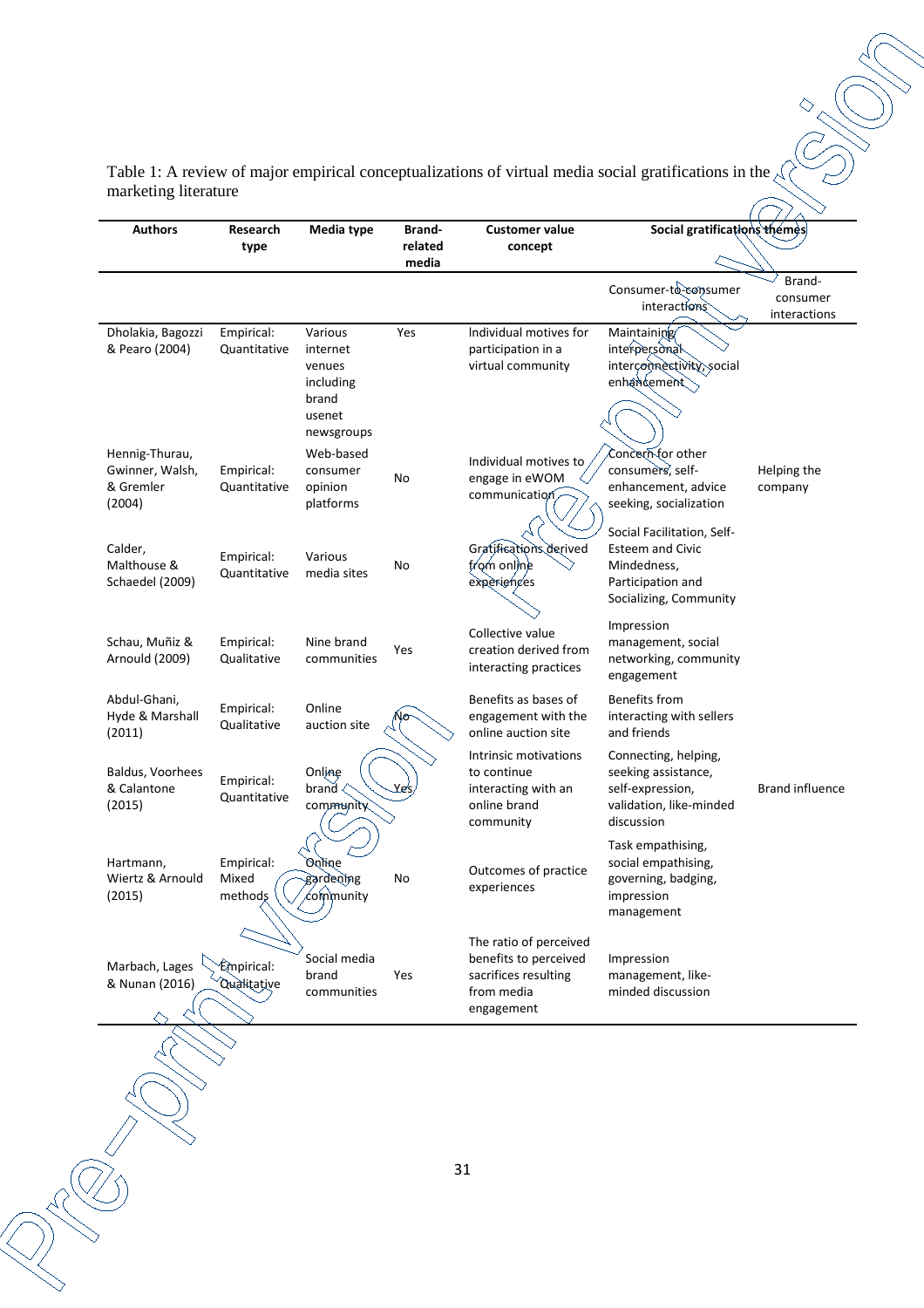Table 1: A review of major empirical conceptualizations of virtual media social gratifications in the marketing literature

| Authors | Research type | Media type | Brand-related media | Customer value concept | Social gratifications themes | |
|---|---|---|---|---|---|---|
| | | | | | Consumer-to-consumer interactions | Brand-consumer interactions |
| Dholakia, Bagozzi & Pearo (2004) | Empirical: Quantitative | Various internet venues including brand usenet newsgroups | Yes | Individual motives for participation in a virtual community | Maintaining interpersonal interconnectivity, social enhancement | |
| Hennig-Thurau, Gwinner, Walsh, & Gremler (2004) | Empirical: Quantitative | Web-based consumer opinion platforms | No | Individual motives to engage in eWOM communication | Concern for other consumers, self-enhancement, advice seeking, socialization | Helping the company |
| Calder, Malthouse & Schaedel (2009) | Empirical: Quantitative | Various media sites | No | Gratifications derived from online experiences | Social Facilitation, Self-Esteem and Civic Mindedness, Participation and Socializing, Community | |
| Schau, Muñiz & Arnould (2009) | Empirical: Qualitative | Nine brand communities | Yes | Collective value creation derived from interacting practices | Impression management, social networking, community engagement | |
| Abdul-Ghani, Hyde & Marshall (2011) | Empirical: Qualitative | Online auction site | No | Benefits as bases of engagement with the online auction site | Benefits from interacting with sellers and friends | |
| Baldus, Voorhees & Calantone (2015) | Empirical: Quantitative | Online brand community | Yes | Intrinsic motivations to continue interacting with an online brand community | Connecting, helping, seeking assistance, self-expression, validation, like-minded discussion | Brand influence |
| Hartmann, Wiertz & Arnould (2015) | Empirical: Mixed methods | Online gardening community | No | Outcomes of practice experiences | Task empathising, social empathising, governing, badging, impression management | |
| Marbach, Lages & Nunan (2016) | Empirical: Qualitative | Social media brand communities | Yes | The ratio of perceived benefits to perceived sacrifices resulting from media engagement | Impression management, like-minded discussion | |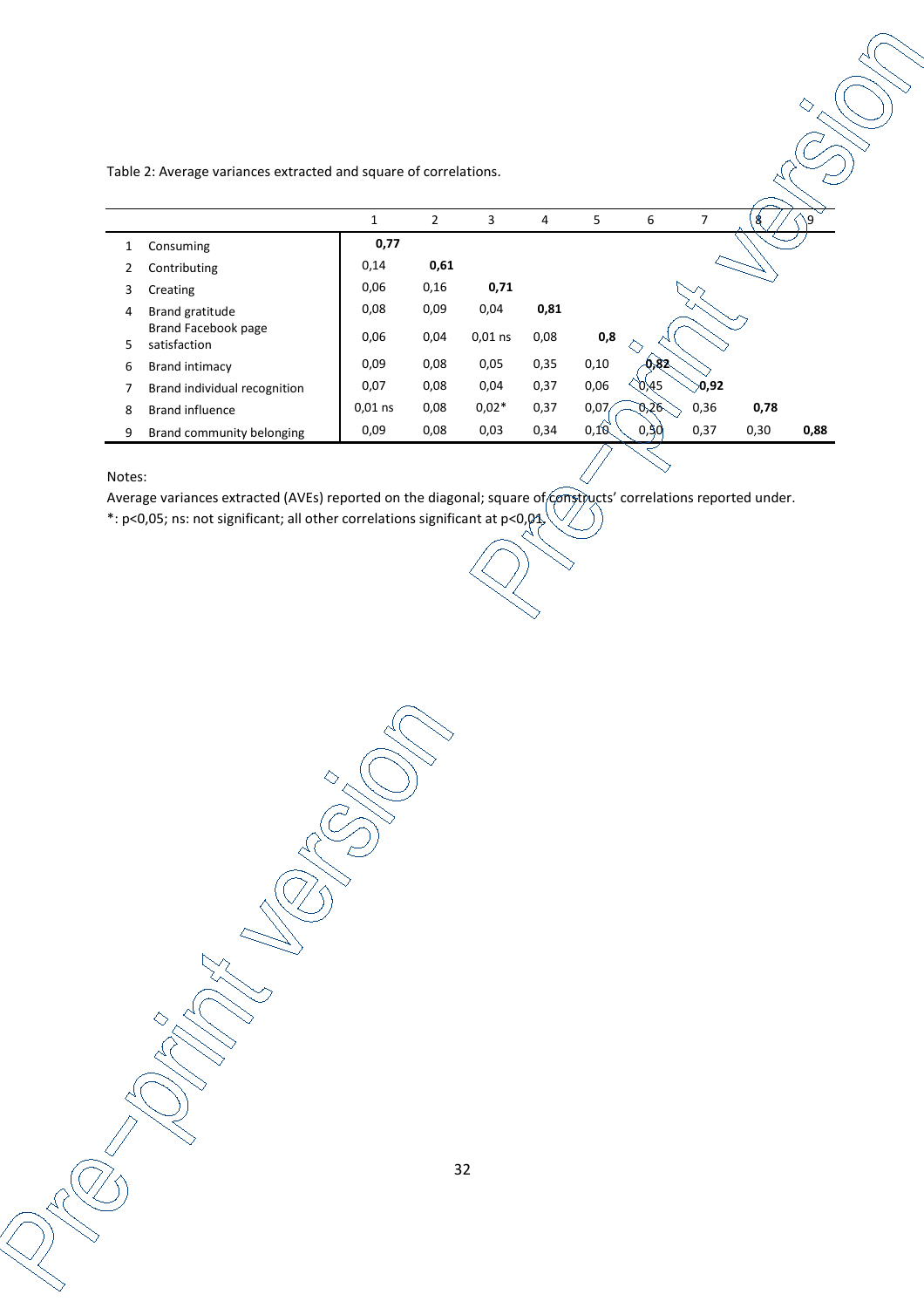Table 2: Average variances extracted and square of correlations.

| | | 1 | 2 | 3 | 4 | 5 | 6 | 7 | 8 | 9 |
|---|---|---|---|---|---|---|---|---|---|---|
| 1 | Consuming | **0,77** | | | | | | | | |
| 2 | Contributing | 0,14 | **0,61** | | | | | | | |
| 3 | Creating | 0,06 | 0,16 | **0,71** | | | | | | |
| 4 | Brand gratitude | 0,08 | 0,09 | 0,04 | **0,81** | | | | | |
| 5 | Brand Facebook page satisfaction | 0,06 | 0,04 | 0,01 ns | 0,08 | **0,8** | | | | |
| 6 | Brand intimacy | 0,09 | 0,08 | 0,05 | 0,35 | 0,10 | **0,82** | | | |
| 7 | Brand individual recognition | 0,07 | 0,08 | 0,04 | 0,37 | 0,06 | 0,45 | **0,92** | | |
| 8 | Brand influence | 0,01 ns | 0,08 | 0,02* | 0,37 | 0,07 | 0,26 | 0,36 | **0,78** | |
| 9 | Brand community belonging | 0,09 | 0,08 | 0,03 | 0,34 | 0,10 | 0,50 | 0,37 | 0,30 | **0,88** |

Notes:

Average variances extracted (AVEs) reported on the diagonal; square of constructs' correlations reported under.

*: p<0,05; ns: not significant; all other correlations significant at p<0,01.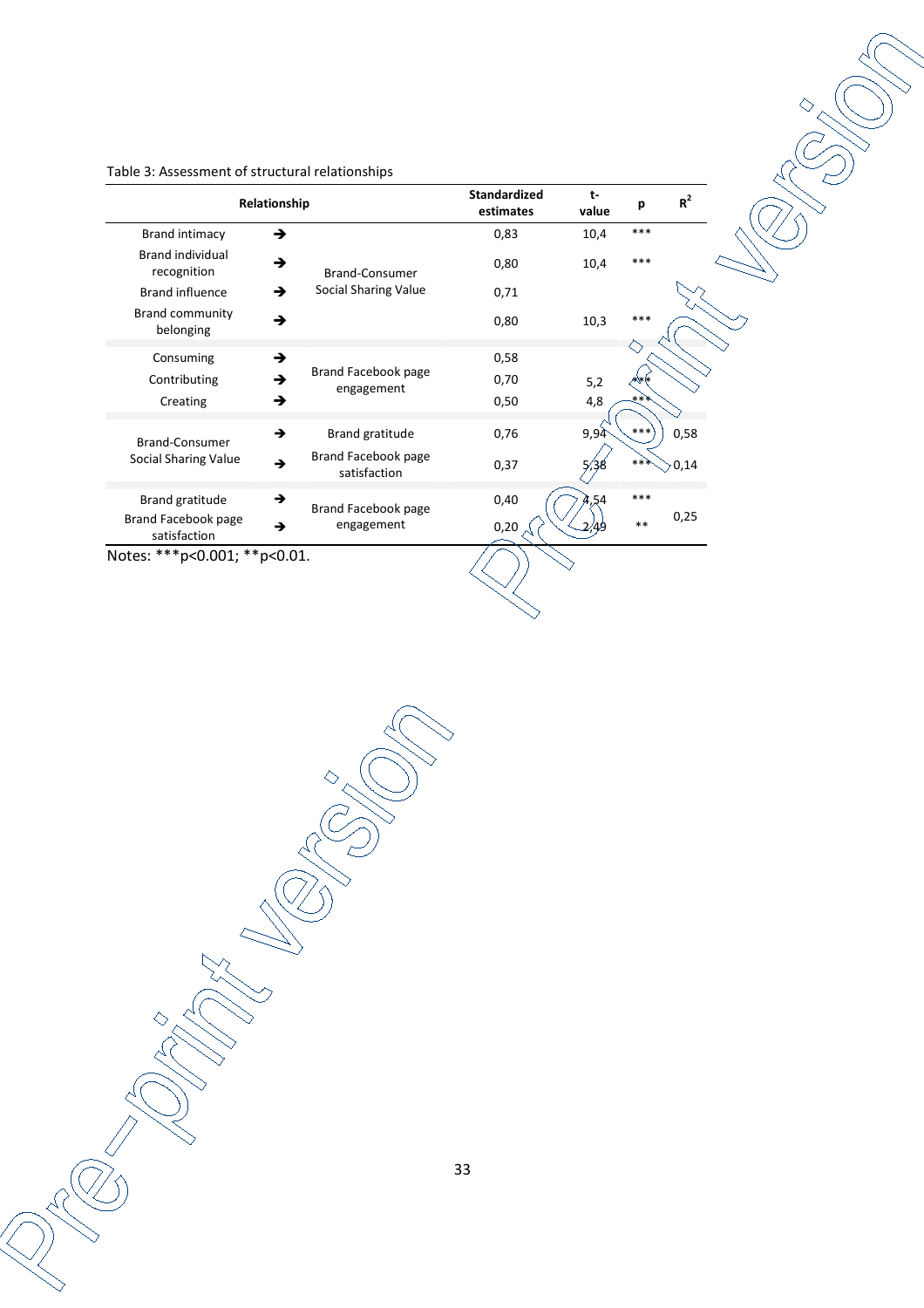Table 3: Assessment of structural relationships

| Relationship | | | Standardized estimates | t-value | p | $R^2$ |
|---|---|---|---|---|---|---|
| Brand intimacy | → | Brand-Consumer Social Sharing Value | 0,83 | 10,4 | *** | |
| Brand individual recognition | → | | 0,80 | 10,4 | *** | |
| Brand influence | → | | 0,71 | | | |
| Brand community belonging | → | | 0,80 | 10,3 | *** | |
| Consuming | → | Brand Facebook page engagement | 0,58 | | | |
| Contributing | → | | 0,70 | 5,2 | *** | |
| Creating | → | | 0,50 | 4,8 | *** | |
| Brand-Consumer Social Sharing Value | → | Brand gratitude | 0,76 | 9,94 | *** | 0,58 |
| | → | Brand Facebook page satisfaction | 0,37 | 5,38 | *** | 0,14 |
| Brand gratitude | → | Brand Facebook page engagement | 0,40 | 4,54 | *** | 0,25 |
| Brand Facebook page satisfaction | → | | 0,20 | 2,49 | ** | |

Notes: ***p<0.001; **p<0.01.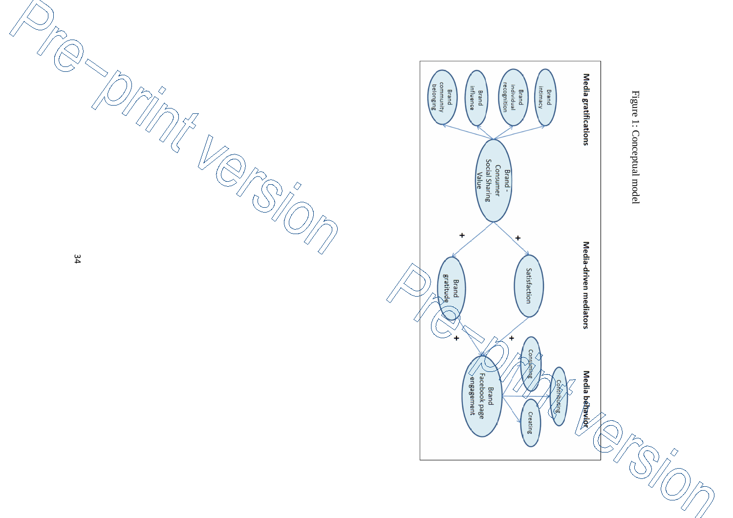Figure 1: Conceptual model